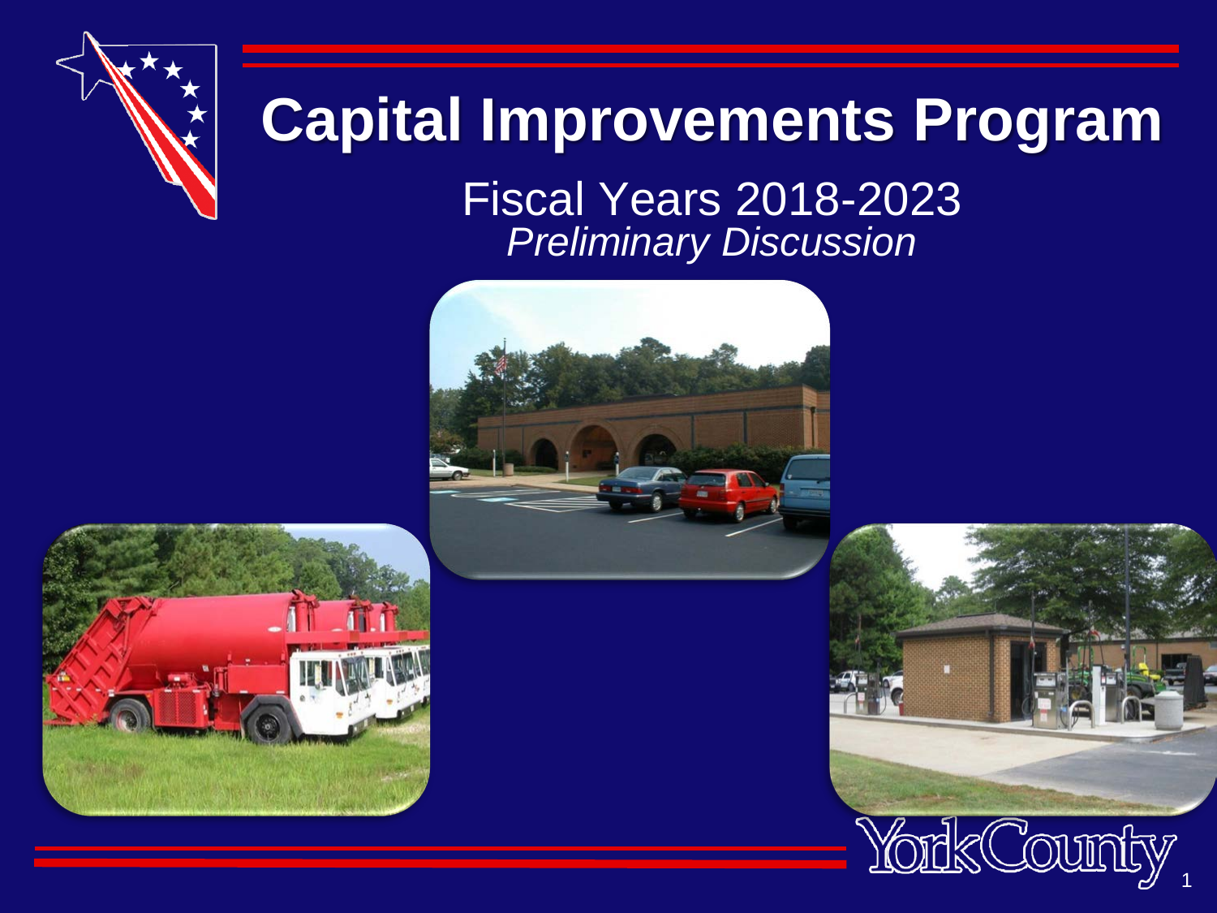# Capital Improvements Program

Fiscal Years 2018-2023

*Preliminary Discussion*

York County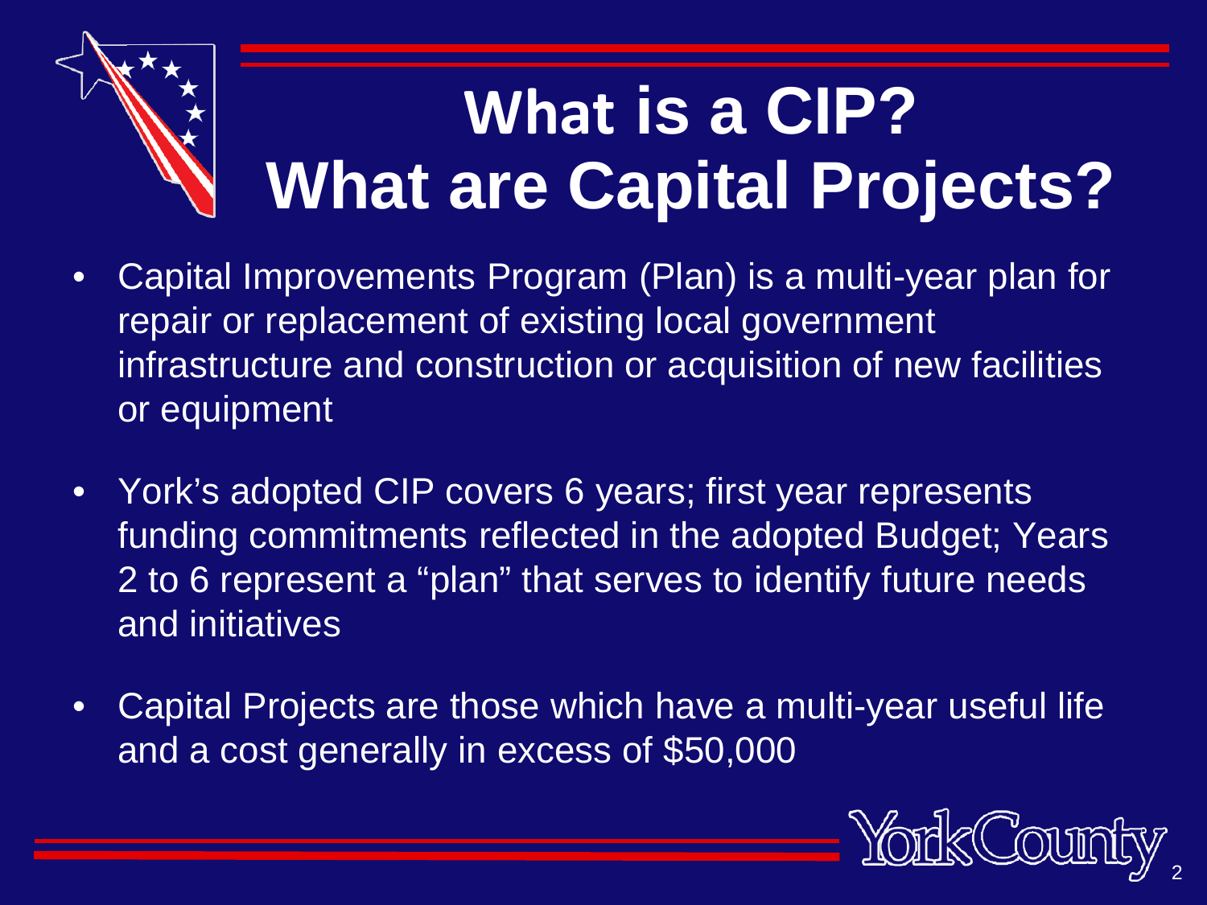# What is a CIP? What are Capital Projects?

- Capital Improvements Program (Plan) is a multi-year plan for repair or replacement of existing local government infrastructure and construction or acquisition of new facilities or equipment
- York's adopted CIP covers 6 years; first year represents funding commitments reflected in the adopted Budget; Years 2 to 6 represent a "plan" that serves to identify future needs and initiatives
- Capital Projects are those which have a multi-year useful life and a cost generally in excess of $50,000

York County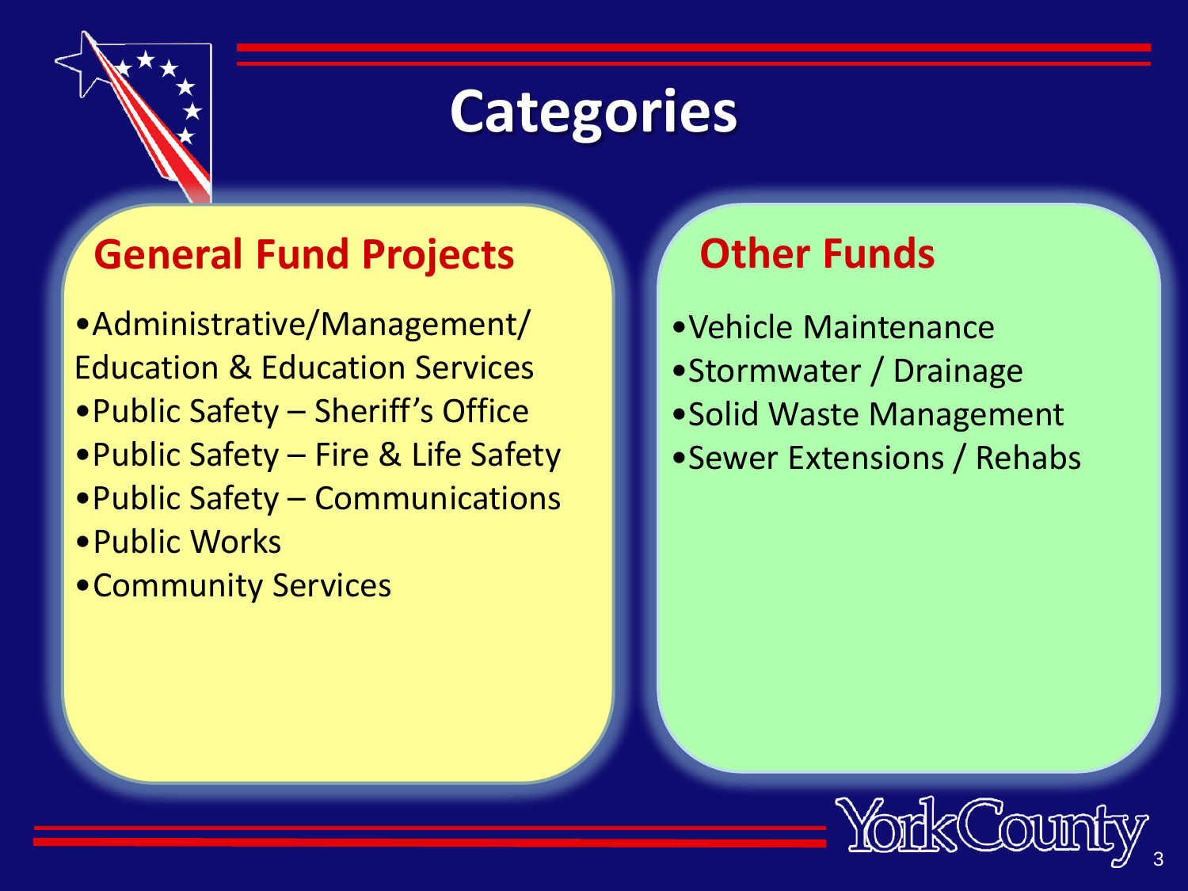# Categories

## General Fund Projects

- Administrative/Management/ Education & Education Services
- Public Safety – Sheriff's Office
- Public Safety – Fire & Life Safety
- Public Safety – Communications
- Public Works
- Community Services

## Other Funds

- Vehicle Maintenance
- Stormwater / Drainage
- Solid Waste Management
- Sewer Extensions / Rehabs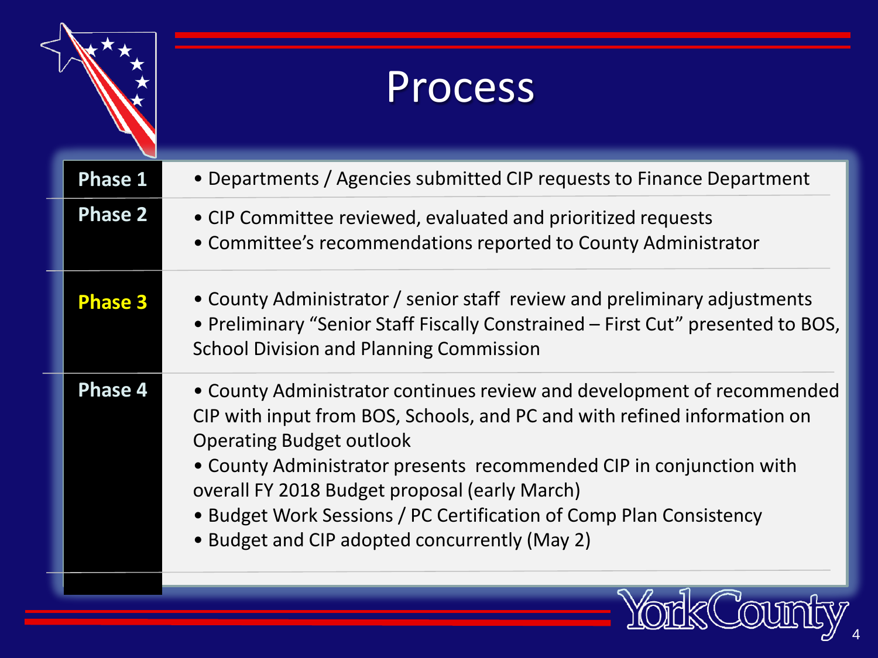# Process

| Phase | Description |
|---|---|
| **Phase 1** | • Departments / Agencies submitted CIP requests to Finance Department |
| **Phase 2** | • CIP Committee reviewed, evaluated and prioritized requests<br>• Committee's recommendations reported to County Administrator |
| **Phase 3** | • County Administrator / senior staff review and preliminary adjustments<br>• Preliminary "Senior Staff Fiscally Constrained – First Cut" presented to BOS, School Division and Planning Commission |
| **Phase 4** | • County Administrator continues review and development of recommended CIP with input from BOS, Schools, and PC and with refined information on Operating Budget outlook<br>• County Administrator presents recommended CIP in conjunction with overall FY 2018 Budget proposal (early March)<br>• Budget Work Sessions / PC Certification of Comp Plan Consistency<br>• Budget and CIP adopted concurrently (May 2) |

York County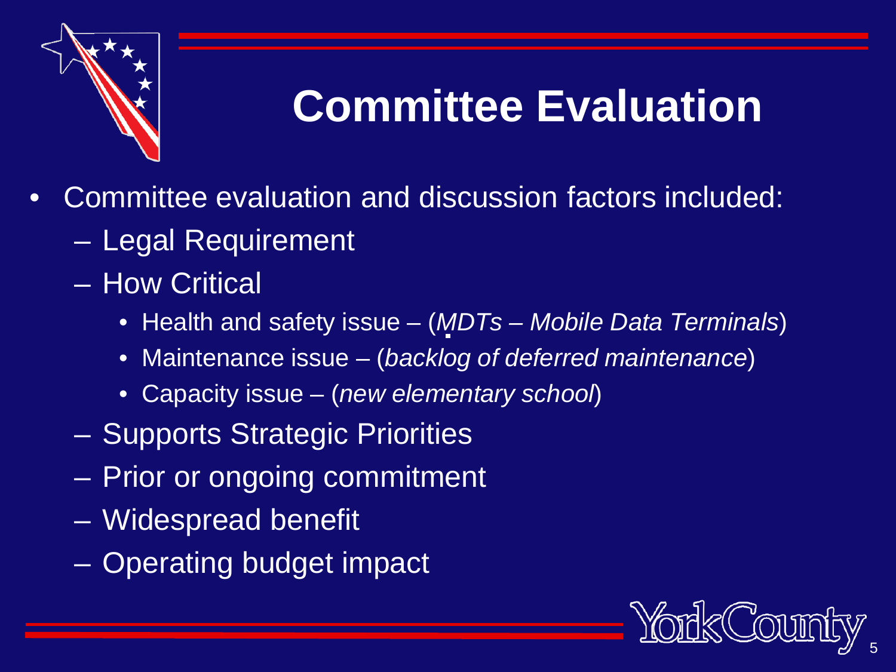# Committee Evaluation

- Committee evaluation and discussion factors included:
  - Legal Requirement
  - How Critical
    - Health and safety issue – (*MDTs – Mobile Data Terminals*)
    - Maintenance issue – (*backlog of deferred maintenance*)
    - Capacity issue – (*new elementary school*)
  - Supports Strategic Priorities
  - Prior or ongoing commitment
  - Widespread benefit
  - Operating budget impact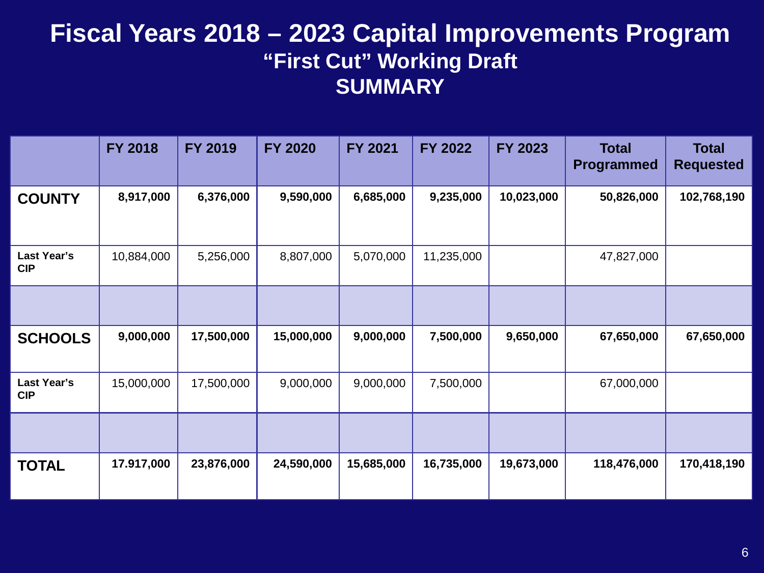# Fiscal Years 2018 – 2023 Capital Improvements Program

## "First Cut" Working Draft

## SUMMARY

| | FY 2018 | FY 2019 | FY 2020 | FY 2021 | FY 2022 | FY 2023 | Total Programmed | Total Requested |
|---|---|---|---|---|---|---|---|---|
| **COUNTY** | **8,917,000** | **6,376,000** | **9,590,000** | **6,685,000** | **9,235,000** | **10,023,000** | **50,826,000** | **102,768,190** |
| **Last Year's CIP** | 10,884,000 | 5,256,000 | 8,807,000 | 5,070,000 | 11,235,000 | | 47,827,000 | |
| | | | | | | | | |
| **SCHOOLS** | **9,000,000** | **17,500,000** | **15,000,000** | **9,000,000** | **7,500,000** | **9,650,000** | **67,650,000** | **67,650,000** |
| **Last Year's CIP** | 15,000,000 | 17,500,000 | 9,000,000 | 9,000,000 | 7,500,000 | | 67,000,000 | |
| | | | | | | | | |
| **TOTAL** | **17.917,000** | **23,876,000** | **24,590,000** | **15,685,000** | **16,735,000** | **19,673,000** | **118,476,000** | **170,418,190** |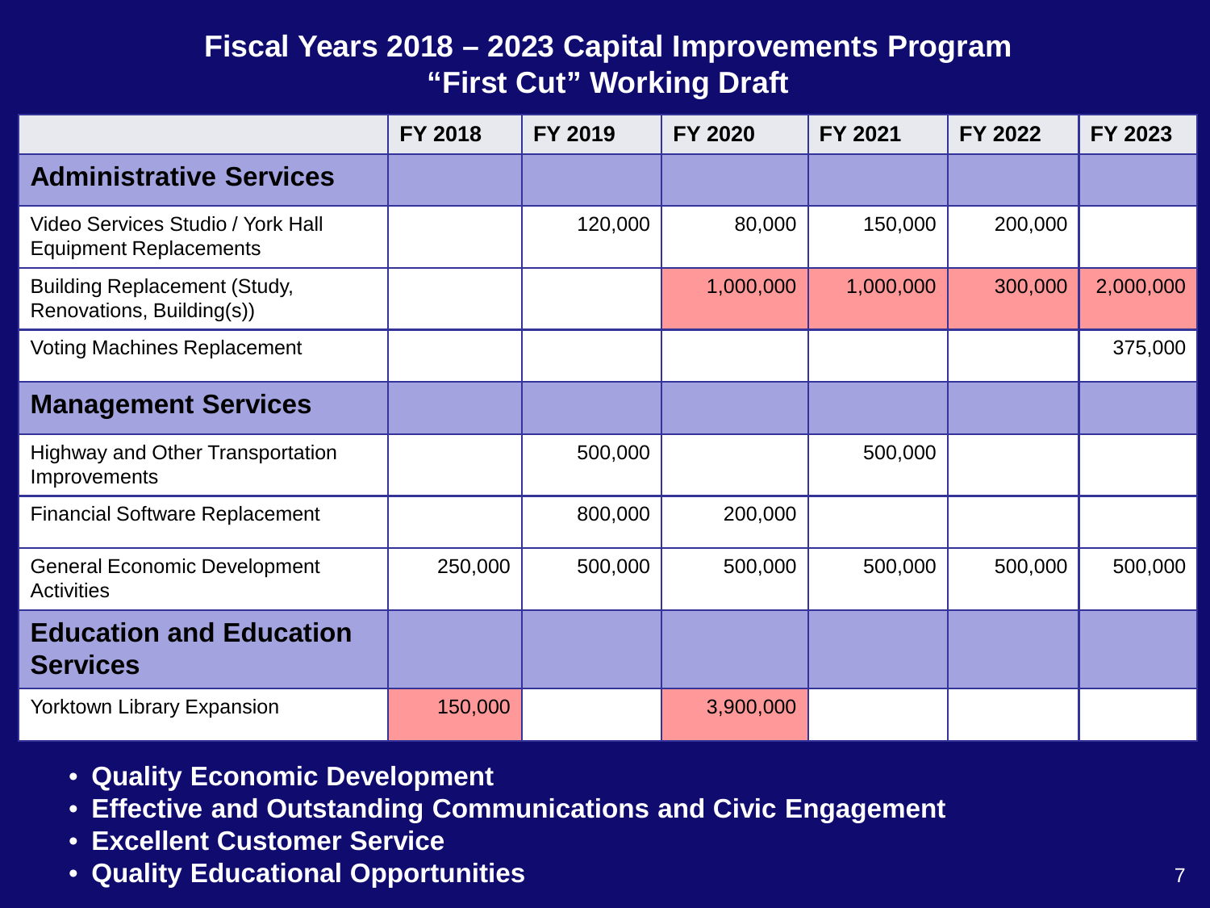# Fiscal Years 2018 – 2023 Capital Improvements Program
## "First Cut" Working Draft

| | FY 2018 | FY 2019 | FY 2020 | FY 2021 | FY 2022 | FY 2023 |
|---|---|---|---|---|---|---|
| **Administrative Services** | | | | | | |
| Video Services Studio / York Hall Equipment Replacements | | 120,000 | 80,000 | 150,000 | 200,000 | |
| Building Replacement (Study, Renovations, Building(s)) | | | 1,000,000 | 1,000,000 | 300,000 | 2,000,000 |
| Voting Machines Replacement | | | | | | 375,000 |
| **Management Services** | | | | | | |
| Highway and Other Transportation Improvements | | 500,000 | | 500,000 | | |
| Financial Software Replacement | | 800,000 | 200,000 | | | |
| General Economic Development Activities | 250,000 | 500,000 | 500,000 | 500,000 | 500,000 | 500,000 |
| **Education and Education Services** | | | | | | |
| Yorktown Library Expansion | 150,000 | | 3,900,000 | | | |

- **Quality Economic Development**
- **Effective and Outstanding Communications and Civic Engagement**
- **Excellent Customer Service**
- **Quality Educational Opportunities**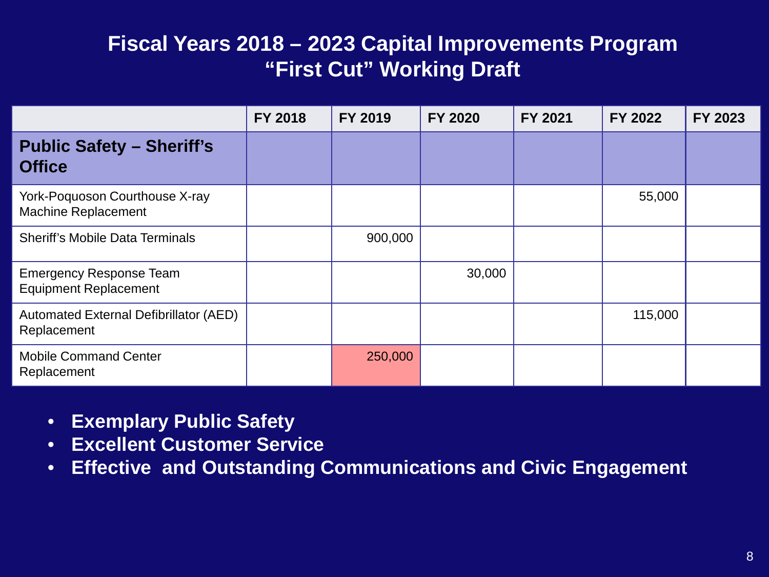# Fiscal Years 2018 – 2023 Capital Improvements Program
## "First Cut" Working Draft

| | FY 2018 | FY 2019 | FY 2020 | FY 2021 | FY 2022 | FY 2023 |
|---|---|---|---|---|---|---|
| **Public Safety – Sheriff's Office** | | | | | | |
| York-Poquoson Courthouse X-ray Machine Replacement | | | | | 55,000 | |
| Sheriff's Mobile Data Terminals | | 900,000 | | | | |
| Emergency Response Team Equipment Replacement | | | 30,000 | | | |
| Automated External Defibrillator (AED) Replacement | | | | | 115,000 | |
| Mobile Command Center Replacement | | 250,000 | | | | |

- **Exemplary Public Safety**
- **Excellent Customer Service**
- **Effective and Outstanding Communications and Civic Engagement**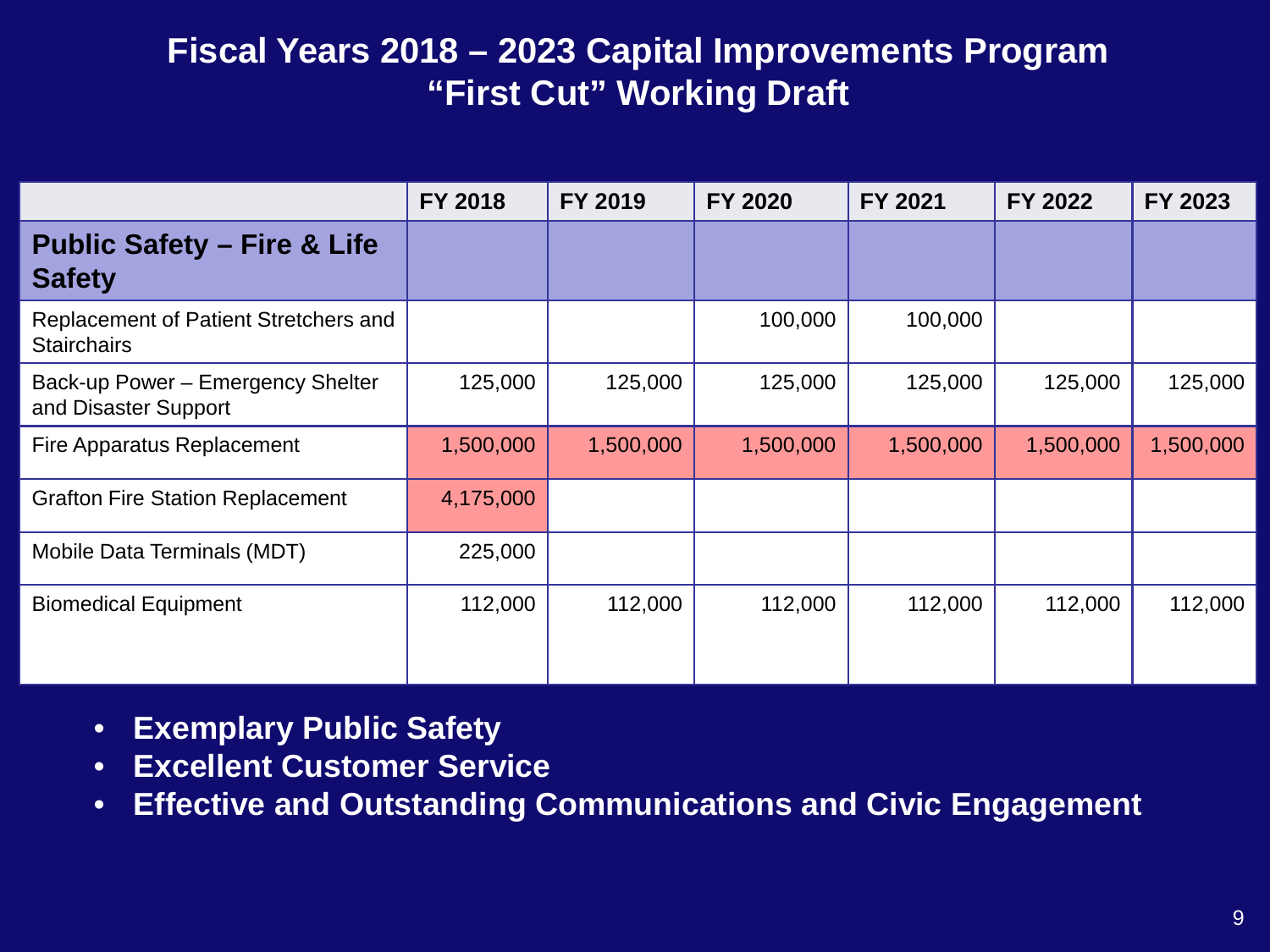# Fiscal Years 2018 – 2023 Capital Improvements Program "First Cut" Working Draft

| | FY 2018 | FY 2019 | FY 2020 | FY 2021 | FY 2022 | FY 2023 |
|---|---|---|---|---|---|---|
| **Public Safety – Fire & Life Safety** | | | | | | |
| Replacement of Patient Stretchers and Stairchairs | | | 100,000 | 100,000 | | |
| Back-up Power – Emergency Shelter and Disaster Support | 125,000 | 125,000 | 125,000 | 125,000 | 125,000 | 125,000 |
| Fire Apparatus Replacement | 1,500,000 | 1,500,000 | 1,500,000 | 1,500,000 | 1,500,000 | 1,500,000 |
| Grafton Fire Station Replacement | 4,175,000 | | | | | |
| Mobile Data Terminals (MDT) | 225,000 | | | | | |
| Biomedical Equipment | 112,000 | 112,000 | 112,000 | 112,000 | 112,000 | 112,000 |

- **Exemplary Public Safety**
- **Excellent Customer Service**
- **Effective and Outstanding Communications and Civic Engagement**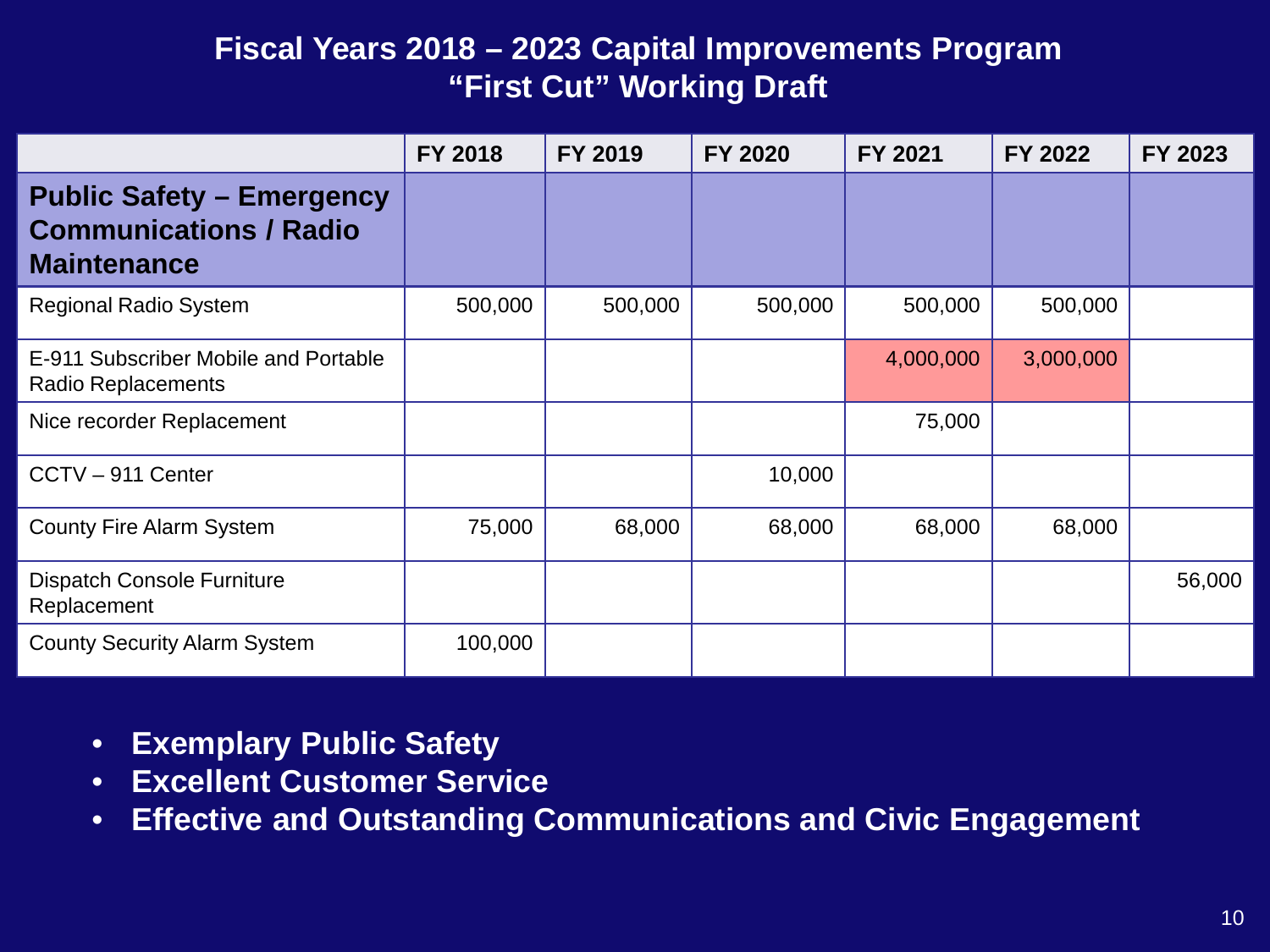# Fiscal Years 2018 – 2023 Capital Improvements Program
## "First Cut" Working Draft

| | FY 2018 | FY 2019 | FY 2020 | FY 2021 | FY 2022 | FY 2023 |
|---|---|---|---|---|---|---|
| **Public Safety – Emergency Communications / Radio Maintenance** | | | | | | |
| Regional Radio System | 500,000 | 500,000 | 500,000 | 500,000 | 500,000 | |
| E-911 Subscriber Mobile and Portable Radio Replacements | | | | 4,000,000 | 3,000,000 | |
| Nice recorder Replacement | | | | 75,000 | | |
| CCTV – 911 Center | | | 10,000 | | | |
| County Fire Alarm System | 75,000 | 68,000 | 68,000 | 68,000 | 68,000 | |
| Dispatch Console Furniture Replacement | | | | | | 56,000 |
| County Security Alarm System | 100,000 | | | | | |

- **Exemplary Public Safety**
- **Excellent Customer Service**
- **Effective and Outstanding Communications and Civic Engagement**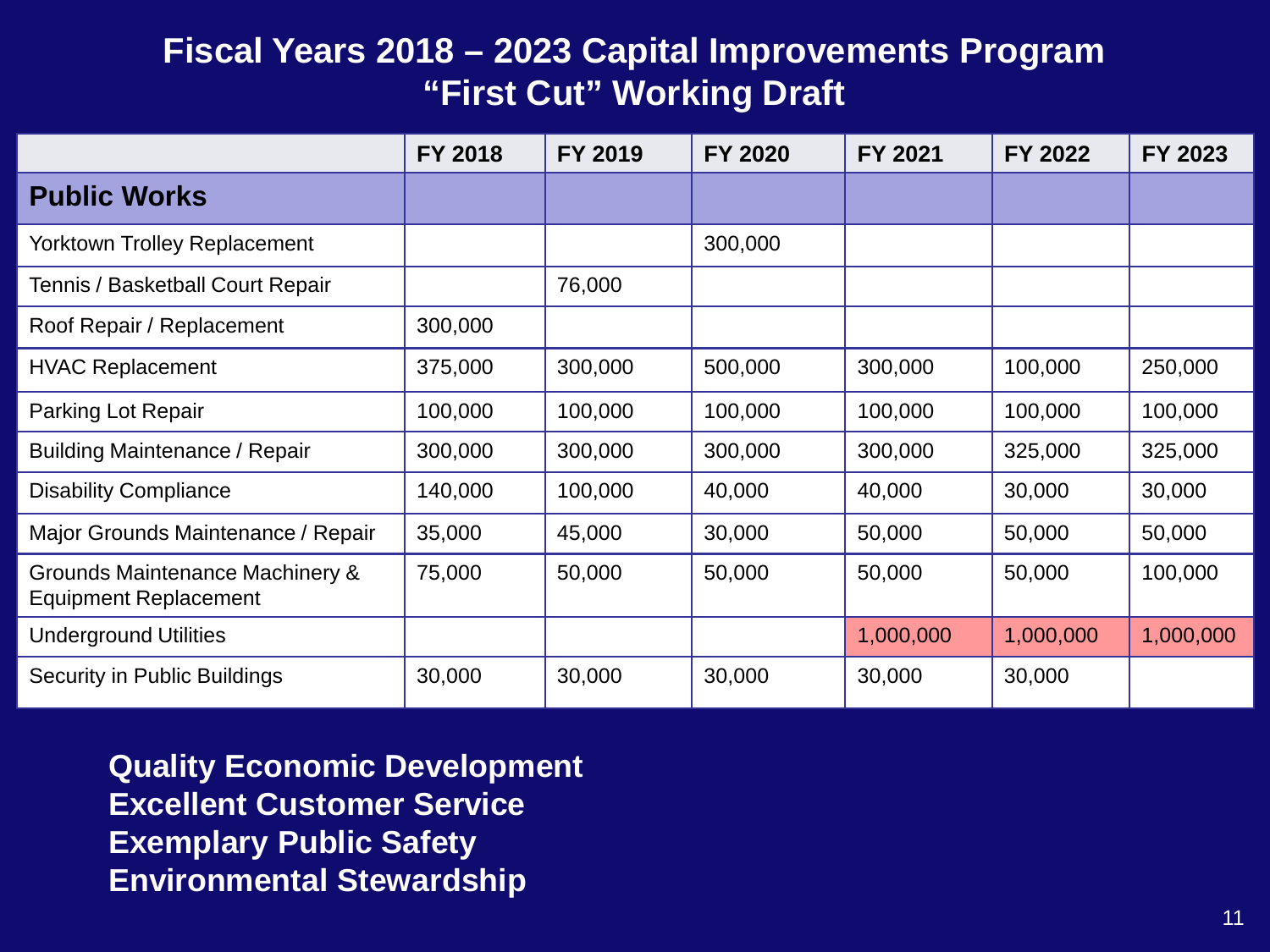# Fiscal Years 2018 – 2023 Capital Improvements Program
# "First Cut" Working Draft

| | FY 2018 | FY 2019 | FY 2020 | FY 2021 | FY 2022 | FY 2023 |
|---|---|---|---|---|---|---|
| **Public Works** | | | | | | |
| Yorktown Trolley Replacement | | | 300,000 | | | |
| Tennis / Basketball Court Repair | | 76,000 | | | | |
| Roof Repair / Replacement | 300,000 | | | | | |
| HVAC Replacement | 375,000 | 300,000 | 500,000 | 300,000 | 100,000 | 250,000 |
| Parking Lot Repair | 100,000 | 100,000 | 100,000 | 100,000 | 100,000 | 100,000 |
| Building Maintenance / Repair | 300,000 | 300,000 | 300,000 | 300,000 | 325,000 | 325,000 |
| Disability Compliance | 140,000 | 100,000 | 40,000 | 40,000 | 30,000 | 30,000 |
| Major Grounds Maintenance / Repair | 35,000 | 45,000 | 30,000 | 50,000 | 50,000 | 50,000 |
| Grounds Maintenance Machinery & Equipment Replacement | 75,000 | 50,000 | 50,000 | 50,000 | 50,000 | 100,000 |
| Underground Utilities | | | | 1,000,000 | 1,000,000 | 1,000,000 |
| Security in Public Buildings | 30,000 | 30,000 | 30,000 | 30,000 | 30,000 | |

**Quality Economic Development**
**Excellent Customer Service**
**Exemplary Public Safety**
**Environmental Stewardship**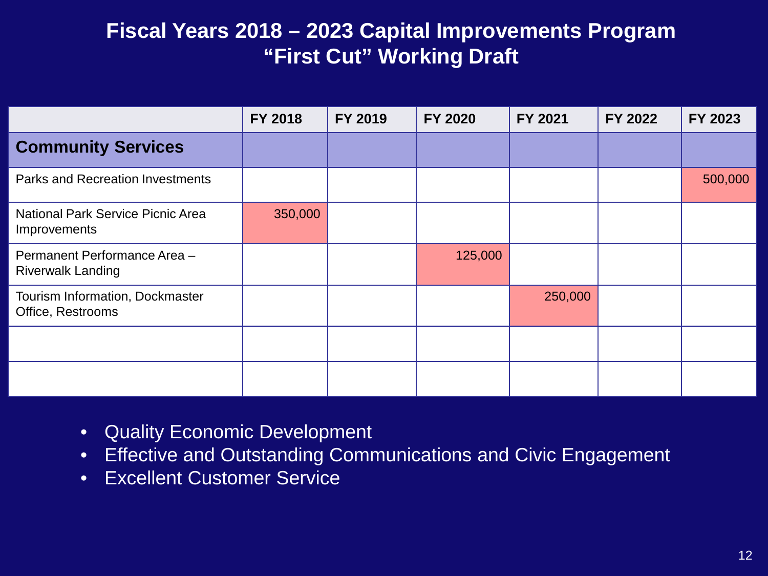# Fiscal Years 2018 – 2023 Capital Improvements Program
# "First Cut" Working Draft

| | FY 2018 | FY 2019 | FY 2020 | FY 2021 | FY 2022 | FY 2023 |
|---|---|---|---|---|---|---|
| **Community Services** | | | | | | |
| Parks and Recreation Investments | | | | | | 500,000 |
| National Park Service Picnic Area Improvements | 350,000 | | | | | |
| Permanent Performance Area – Riverwalk Landing | | | 125,000 | | | |
| Tourism Information, Dockmaster Office, Restrooms | | | | 250,000 | | |
| | | | | | | |
| | | | | | | |

- Quality Economic Development
- Effective and Outstanding Communications and Civic Engagement
- Excellent Customer Service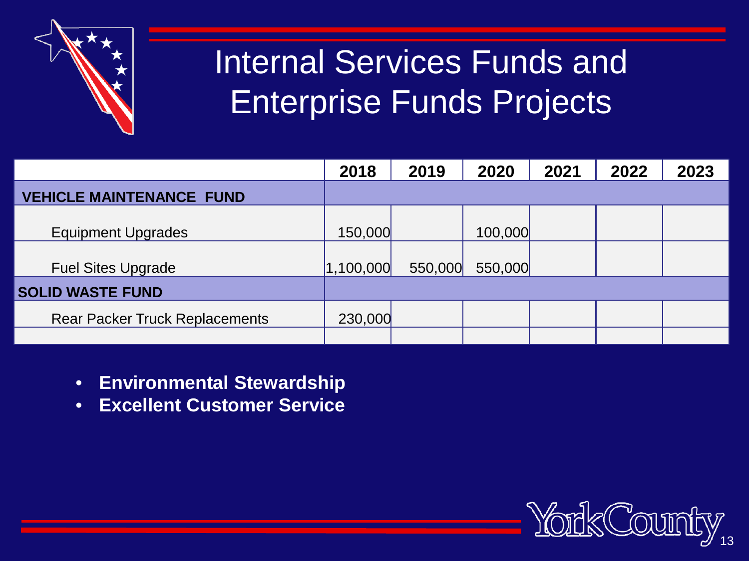# Internal Services Funds and Enterprise Funds Projects

| | 2018 | 2019 | 2020 | 2021 | 2022 | 2023 |
|---|---|---|---|---|---|---|
| **VEHICLE MAINTENANCE FUND** | | | | | | |
| Equipment Upgrades | 150,000 | | 100,000 | | | |
| Fuel Sites Upgrade | 1,100,000 | 550,000 | 550,000 | | | |
| **SOLID WASTE FUND** | | | | | | |
| Rear Packer Truck Replacements | 230,000 | | | | | |
| | | | | | | |

- **Environmental Stewardship**
- **Excellent Customer Service**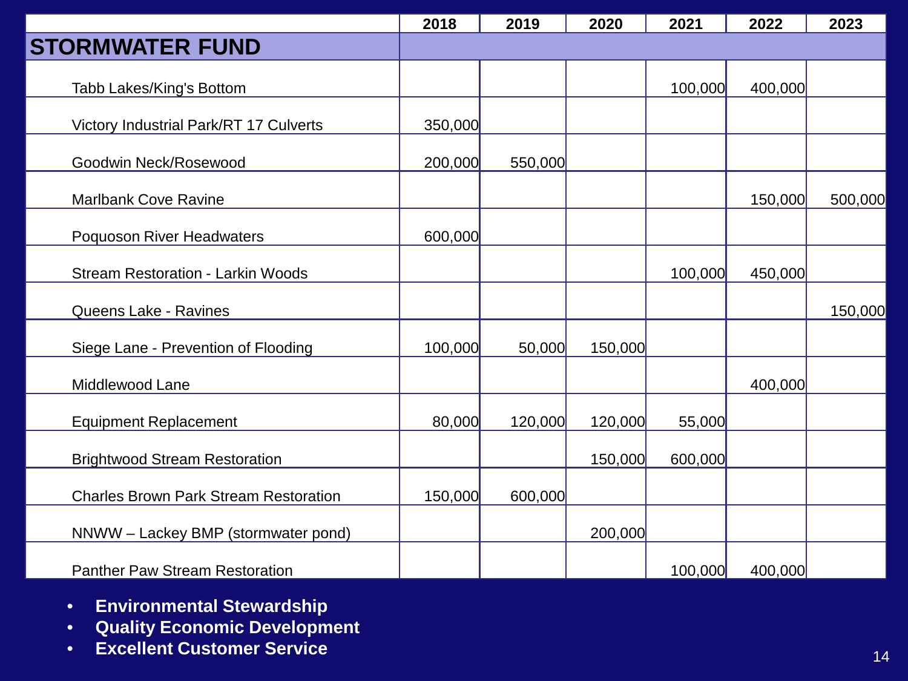| | 2018 | 2019 | 2020 | 2021 | 2022 | 2023 |
|---|---|---|---|---|---|---|
| **STORMWATER FUND** | | | | | | |
| Tabb Lakes/King's Bottom | | | | 100,000 | 400,000 | |
| Victory Industrial Park/RT 17 Culverts | 350,000 | | | | | |
| Goodwin Neck/Rosewood | 200,000 | 550,000 | | | | |
| Marlbank Cove Ravine | | | | | 150,000 | 500,000 |
| Poquoson River Headwaters | 600,000 | | | | | |
| Stream Restoration - Larkin Woods | | | | 100,000 | 450,000 | |
| Queens Lake - Ravines | | | | | | 150,000 |
| Siege Lane - Prevention of Flooding | 100,000 | 50,000 | 150,000 | | | |
| Middlewood Lane | | | | | 400,000 | |
| Equipment Replacement | 80,000 | 120,000 | 120,000 | 55,000 | | |
| Brightwood Stream Restoration | | | 150,000 | 600,000 | | |
| Charles Brown Park Stream Restoration | 150,000 | 600,000 | | | | |
| NNWW – Lackey BMP (stormwater pond) | | | 200,000 | | | |
| Panther Paw Stream Restoration | | | | 100,000 | 400,000 | |

- **Environmental Stewardship**
- **Quality Economic Development**
- **Excellent Customer Service**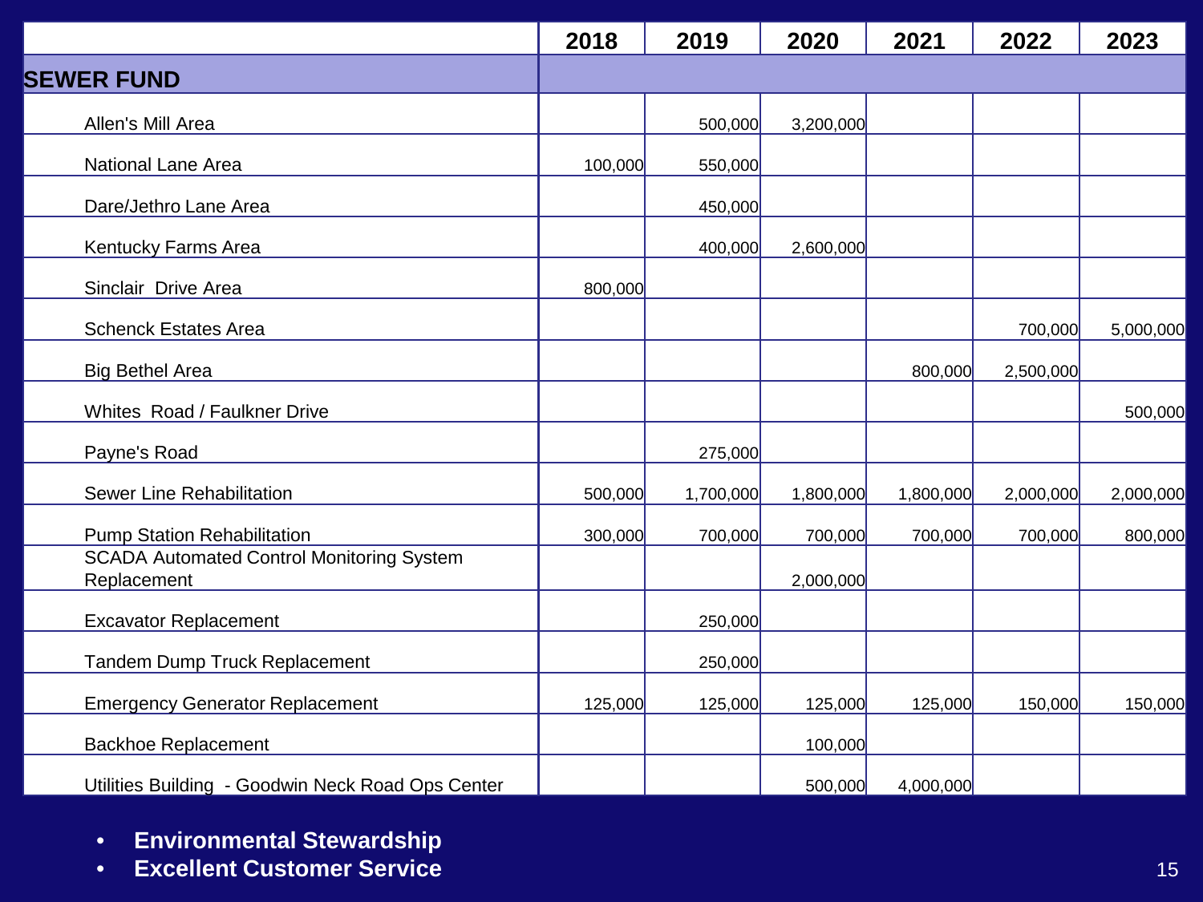| | 2018 | 2019 | 2020 | 2021 | 2022 | 2023 |
|---|---|---|---|---|---|---|
| **SEWER FUND** | | | | | | |
| Allen's Mill Area | | 500,000 | 3,200,000 | | | |
| National Lane Area | 100,000 | 550,000 | | | | |
| Dare/Jethro Lane Area | | 450,000 | | | | |
| Kentucky Farms Area | | 400,000 | 2,600,000 | | | |
| Sinclair Drive Area | 800,000 | | | | | |
| Schenck Estates Area | | | | | 700,000 | 5,000,000 |
| Big Bethel Area | | | | 800,000 | 2,500,000 | |
| Whites Road / Faulkner Drive | | | | | | 500,000 |
| Payne's Road | | 275,000 | | | | |
| Sewer Line Rehabilitation | 500,000 | 1,700,000 | 1,800,000 | 1,800,000 | 2,000,000 | 2,000,000 |
| Pump Station Rehabilitation | 300,000 | 700,000 | 700,000 | 700,000 | 700,000 | 800,000 |
| SCADA Automated Control Monitoring System Replacement | | | 2,000,000 | | | |
| Excavator Replacement | | 250,000 | | | | |
| Tandem Dump Truck Replacement | | 250,000 | | | | |
| Emergency Generator Replacement | 125,000 | 125,000 | 125,000 | 125,000 | 150,000 | 150,000 |
| Backhoe Replacement | | | 100,000 | | | |
| Utilities Building - Goodwin Neck Road Ops Center | | | 500,000 | 4,000,000 | | |

- **Environmental Stewardship**
- **Excellent Customer Service**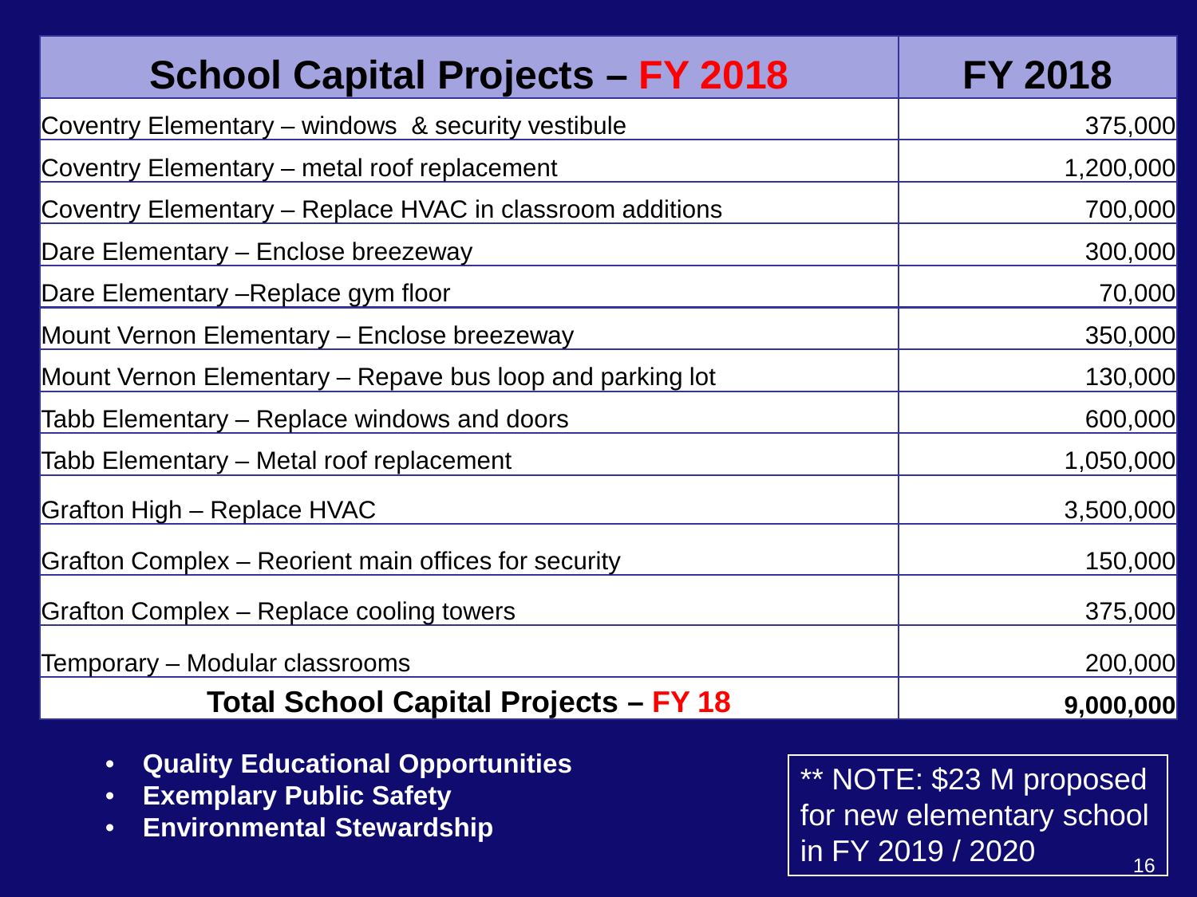| School Capital Projects – FY 2018 | FY 2018 |
|---|---|
| Coventry Elementary – windows & security vestibule | 375,000 |
| Coventry Elementary – metal roof replacement | 1,200,000 |
| Coventry Elementary – Replace HVAC in classroom additions | 700,000 |
| Dare Elementary – Enclose breezeway | 300,000 |
| Dare Elementary –Replace gym floor | 70,000 |
| Mount Vernon Elementary – Enclose breezeway | 350,000 |
| Mount Vernon Elementary – Repave bus loop and parking lot | 130,000 |
| Tabb Elementary – Replace windows and doors | 600,000 |
| Tabb Elementary – Metal roof replacement | 1,050,000 |
| Grafton High – Replace HVAC | 3,500,000 |
| Grafton Complex – Reorient main offices for security | 150,000 |
| Grafton Complex – Replace cooling towers | 375,000 |
| Temporary – Modular classrooms | 200,000 |
| **Total School Capital Projects – FY 18** | **9,000,000** |

- **Quality Educational Opportunities**
- **Exemplary Public Safety**
- **Environmental Stewardship**

** NOTE: $23 M proposed for new elementary school in FY 2019 / 2020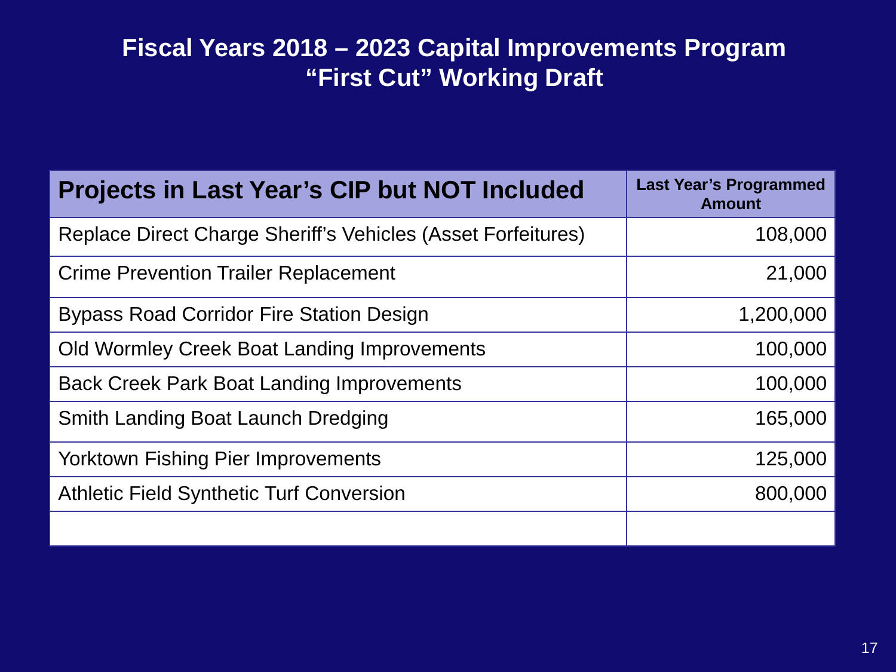# Fiscal Years 2018 – 2023 Capital Improvements Program
## "First Cut" Working Draft

| Projects in Last Year's CIP but NOT Included | Last Year's Programmed Amount |
|---|---:|
| Replace Direct Charge Sheriff's Vehicles (Asset Forfeitures) | 108,000 |
| Crime Prevention Trailer Replacement | 21,000 |
| Bypass Road Corridor Fire Station Design | 1,200,000 |
| Old Wormley Creek Boat Landing Improvements | 100,000 |
| Back Creek Park Boat Landing Improvements | 100,000 |
| Smith Landing Boat Launch Dredging | 165,000 |
| Yorktown Fishing Pier Improvements | 125,000 |
| Athletic Field Synthetic Turf Conversion | 800,000 |
| | |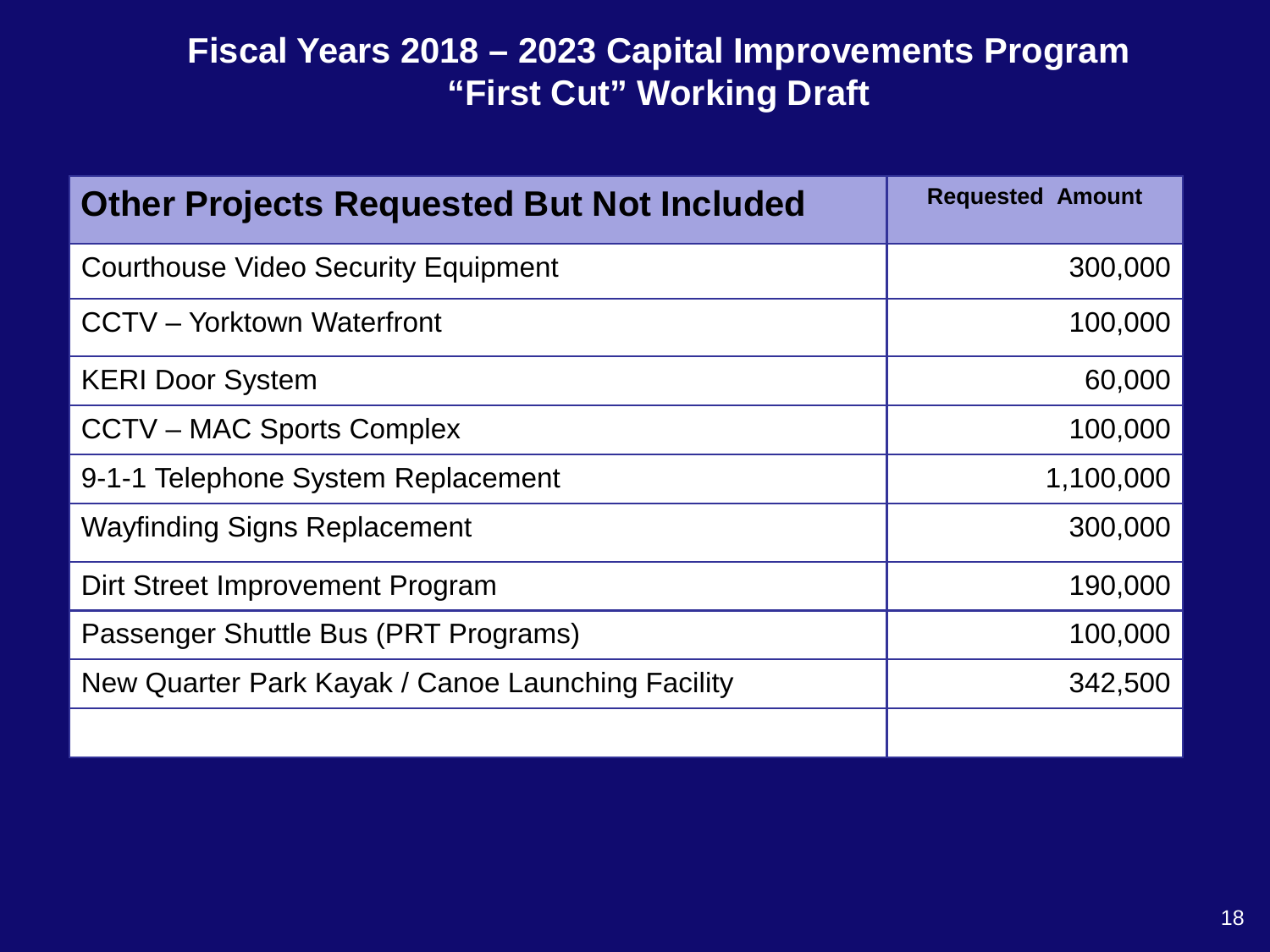# Fiscal Years 2018 – 2023 Capital Improvements Program
## "First Cut" Working Draft

| Other Projects Requested But Not Included | Requested Amount |
|---|---:|
| Courthouse Video Security Equipment | 300,000 |
| CCTV – Yorktown Waterfront | 100,000 |
| KERI Door System | 60,000 |
| CCTV – MAC Sports Complex | 100,000 |
| 9-1-1 Telephone System Replacement | 1,100,000 |
| Wayfinding Signs Replacement | 300,000 |
| Dirt Street Improvement Program | 190,000 |
| Passenger Shuttle Bus (PRT Programs) | 100,000 |
| New Quarter Park Kayak / Canoe Launching Facility | 342,500 |
| | |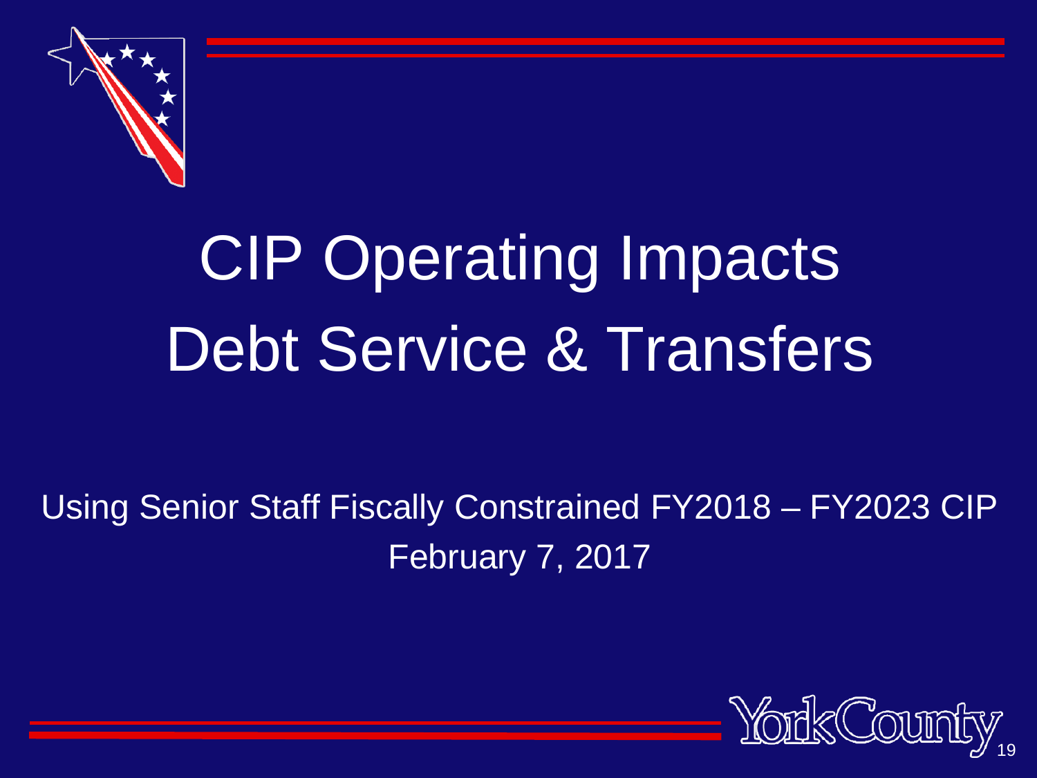# CIP Operating Impacts Debt Service & Transfers

Using Senior Staff Fiscally Constrained FY2018 – FY2023 CIP

February 7, 2017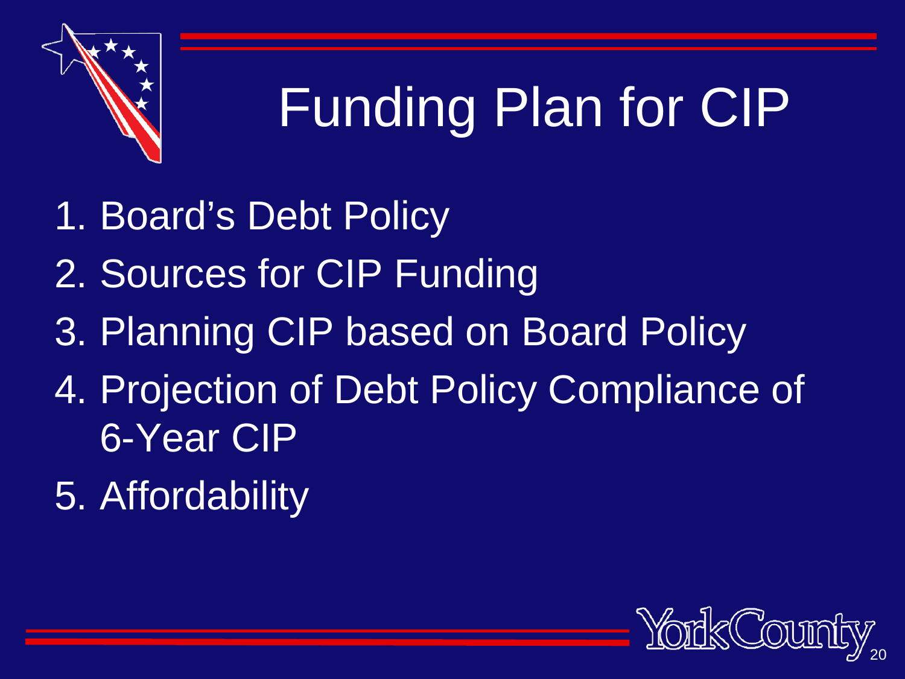# Funding Plan for CIP

1. Board's Debt Policy
2. Sources for CIP Funding
3. Planning CIP based on Board Policy
4. Projection of Debt Policy Compliance of 6-Year CIP
5. Affordability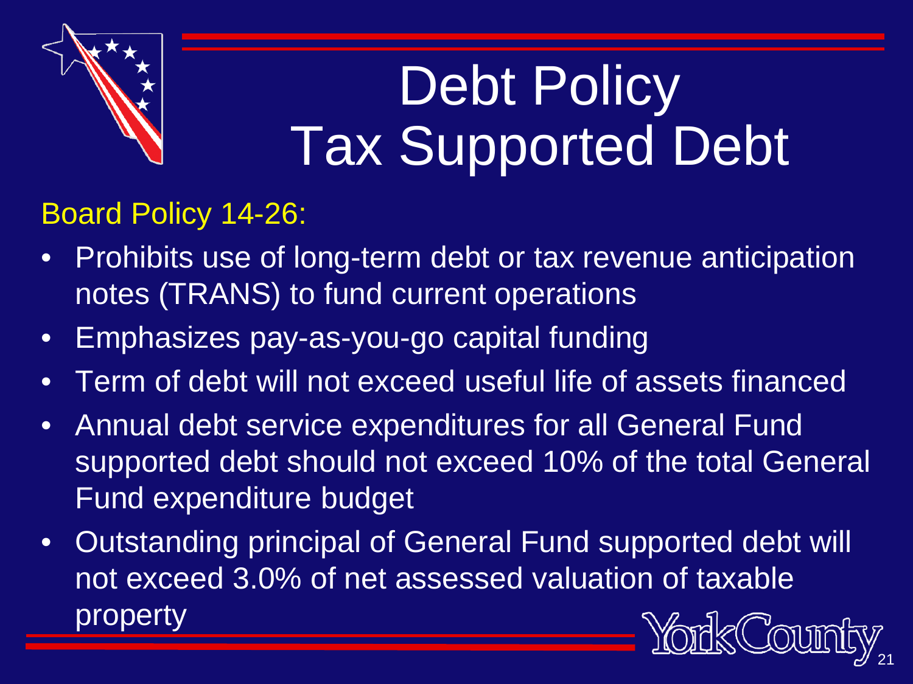# Debt Policy Tax Supported Debt

Board Policy 14-26:

- Prohibits use of long-term debt or tax revenue anticipation notes (TRANS) to fund current operations
- Emphasizes pay-as-you-go capital funding
- Term of debt will not exceed useful life of assets financed
- Annual debt service expenditures for all General Fund supported debt should not exceed 10% of the total General Fund expenditure budget
- Outstanding principal of General Fund supported debt will not exceed 3.0% of net assessed valuation of taxable property

York County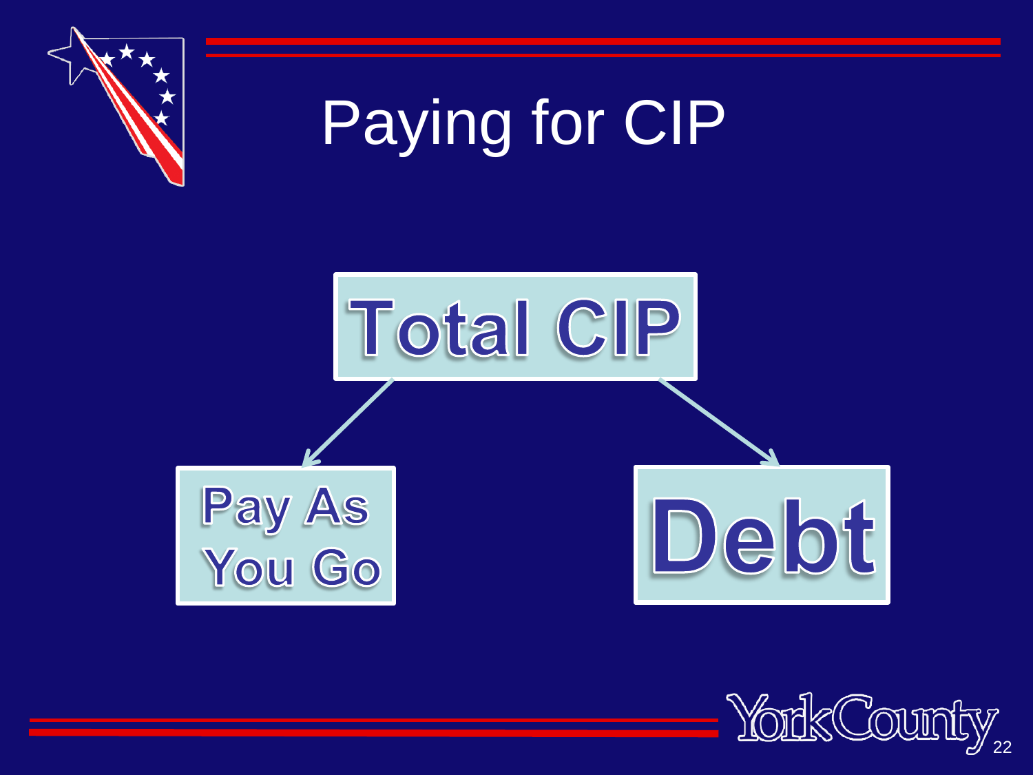# Paying for CIP

Total CIP

Pay As You Go

Debt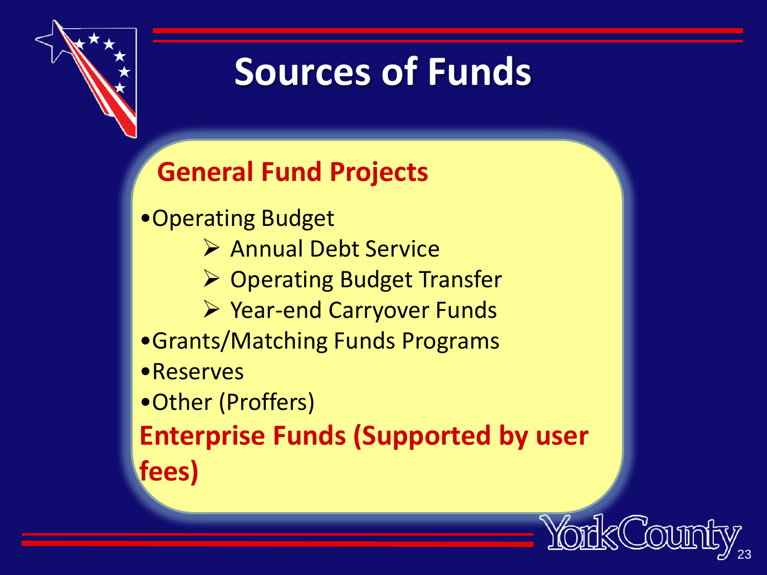# Sources of Funds

## General Fund Projects

- Operating Budget
  - Annual Debt Service
  - Operating Budget Transfer
  - Year-end Carryover Funds
- Grants/Matching Funds Programs
- Reserves
- Other (Proffers)

## Enterprise Funds (Supported by user fees)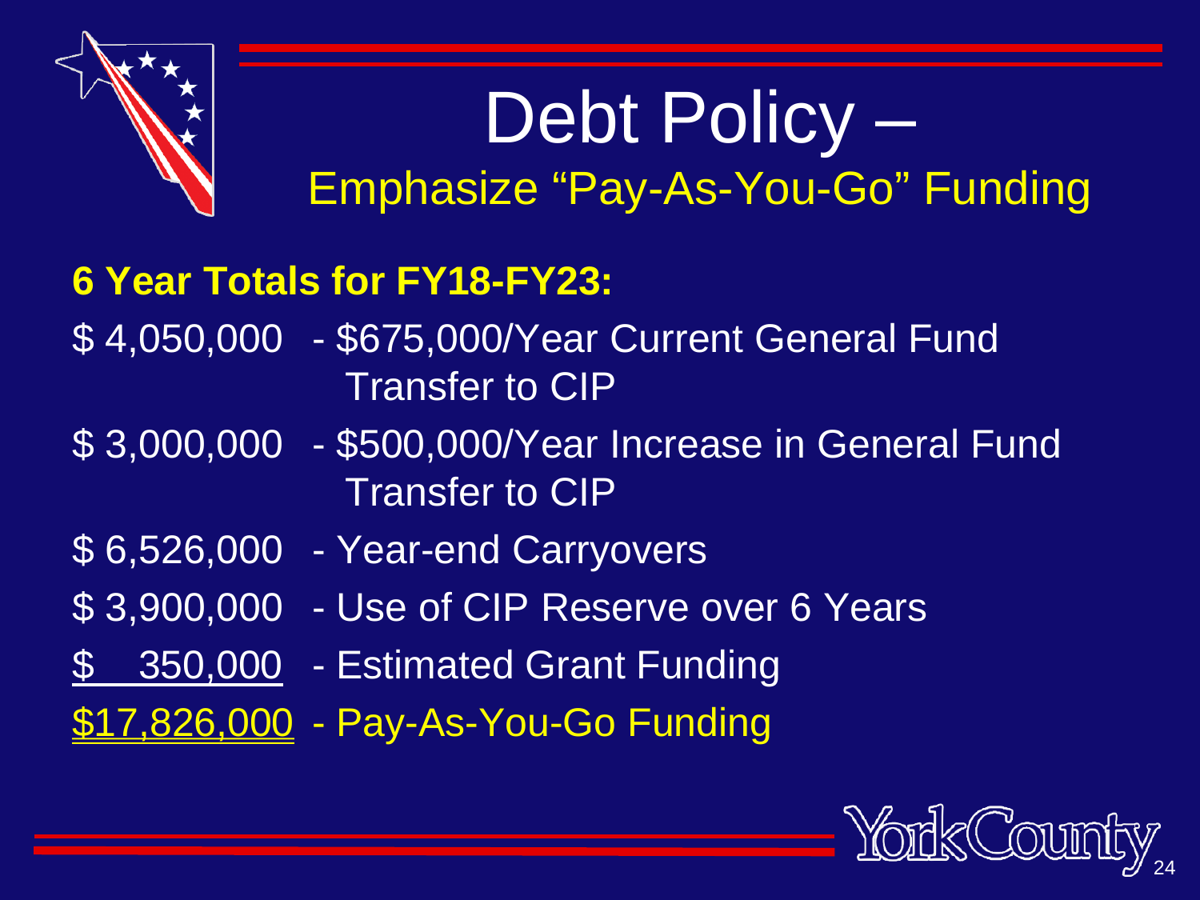# Debt Policy –

## Emphasize "Pay-As-You-Go" Funding

**6 Year Totals for FY18-FY23:**

| Amount | Description |
|---|---|
| $ 4,050,000 | - $675,000/Year Current General Fund Transfer to CIP |
| $ 3,000,000 | - $500,000/Year Increase in General Fund Transfer to CIP |
| $ 6,526,000 | - Year-end Carryovers |
| $ 3,900,000 | - Use of CIP Reserve over 6 Years |
| $ 350,000 | - Estimated Grant Funding |
| $17,826,000 | - Pay-As-You-Go Funding |

YorkCounty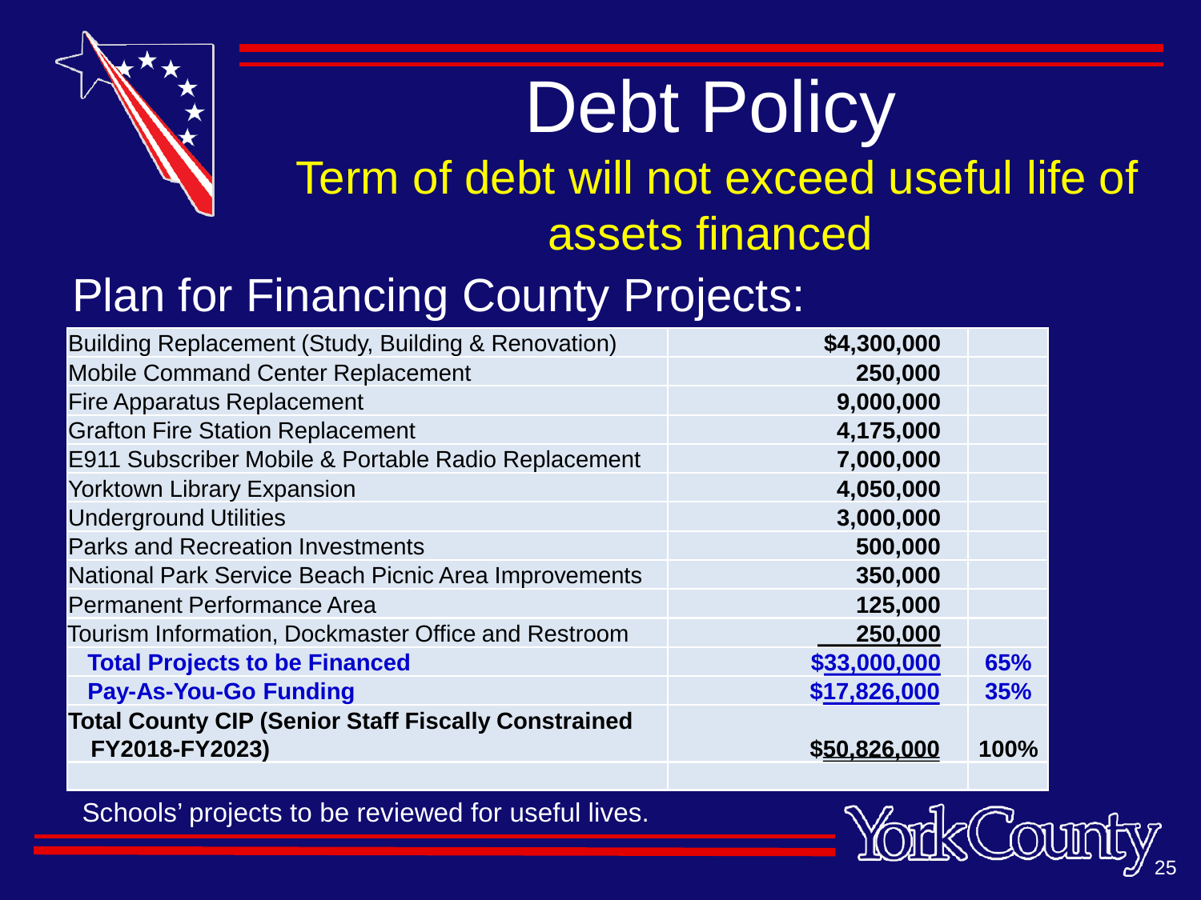# Debt Policy

## Term of debt will not exceed useful life of assets financed

## Plan for Financing County Projects:

| | | |
|---|---|---|
| Building Replacement (Study, Building & Renovation) | **$4,300,000** | |
| Mobile Command Center Replacement | **250,000** | |
| Fire Apparatus Replacement | **9,000,000** | |
| Grafton Fire Station Replacement | **4,175,000** | |
| E911 Subscriber Mobile & Portable Radio Replacement | **7,000,000** | |
| Yorktown Library Expansion | **4,050,000** | |
| Underground Utilities | **3,000,000** | |
| Parks and Recreation Investments | **500,000** | |
| National Park Service Beach Picnic Area Improvements | **350,000** | |
| Permanent Performance Area | **125,000** | |
| Tourism Information, Dockmaster Office and Restroom | **250,000** | |
| **Total Projects to be Financed** | **$33,000,000** | **65%** |
| **Pay-As-You-Go Funding** | **$17,826,000** | **35%** |
| **Total County CIP (Senior Staff Fiscally Constrained FY2018-FY2023)** | **$50,826,000** | **100%** |

Schools' projects to be reviewed for useful lives.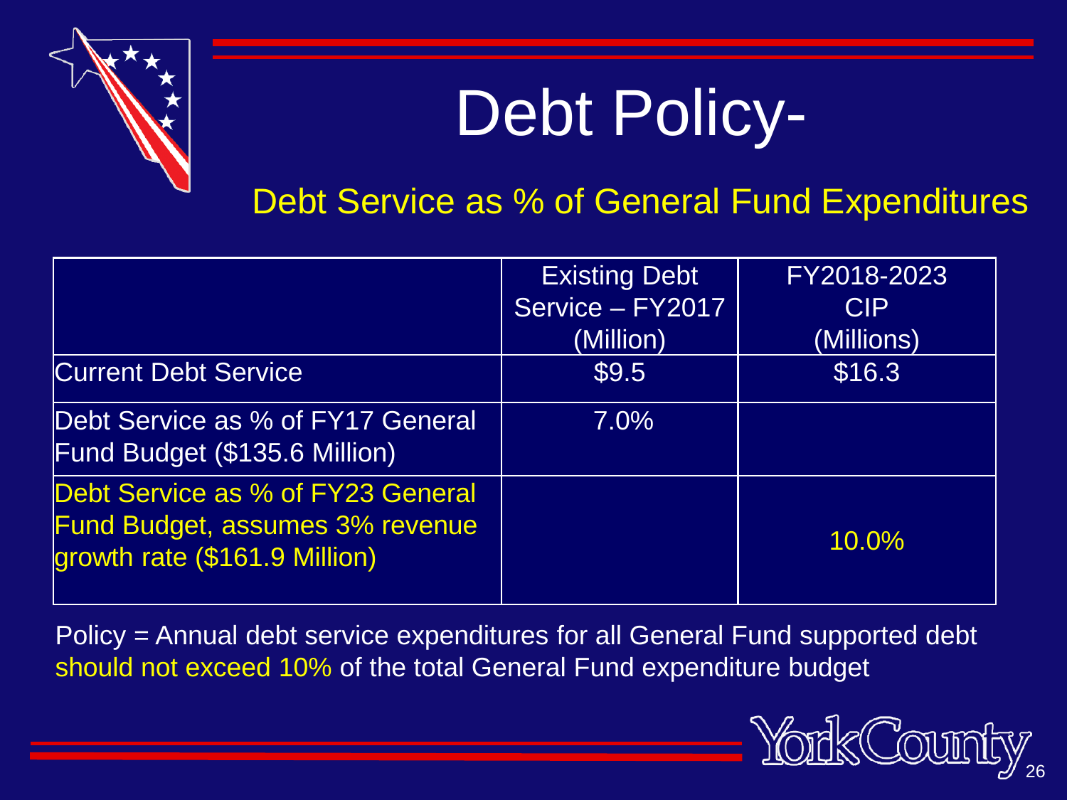# Debt Policy-

## Debt Service as % of General Fund Expenditures

| | Existing Debt Service – FY2017 (Million) | FY2018-2023 CIP (Millions) |
|---|---|---|
| Current Debt Service | $9.5 | $16.3 |
| Debt Service as % of FY17 General Fund Budget ($135.6 Million) | 7.0% | |
| Debt Service as % of FY23 General Fund Budget, assumes 3% revenue growth rate ($161.9 Million) | | 10.0% |

Policy = Annual debt service expenditures for all General Fund supported debt should not exceed 10% of the total General Fund expenditure budget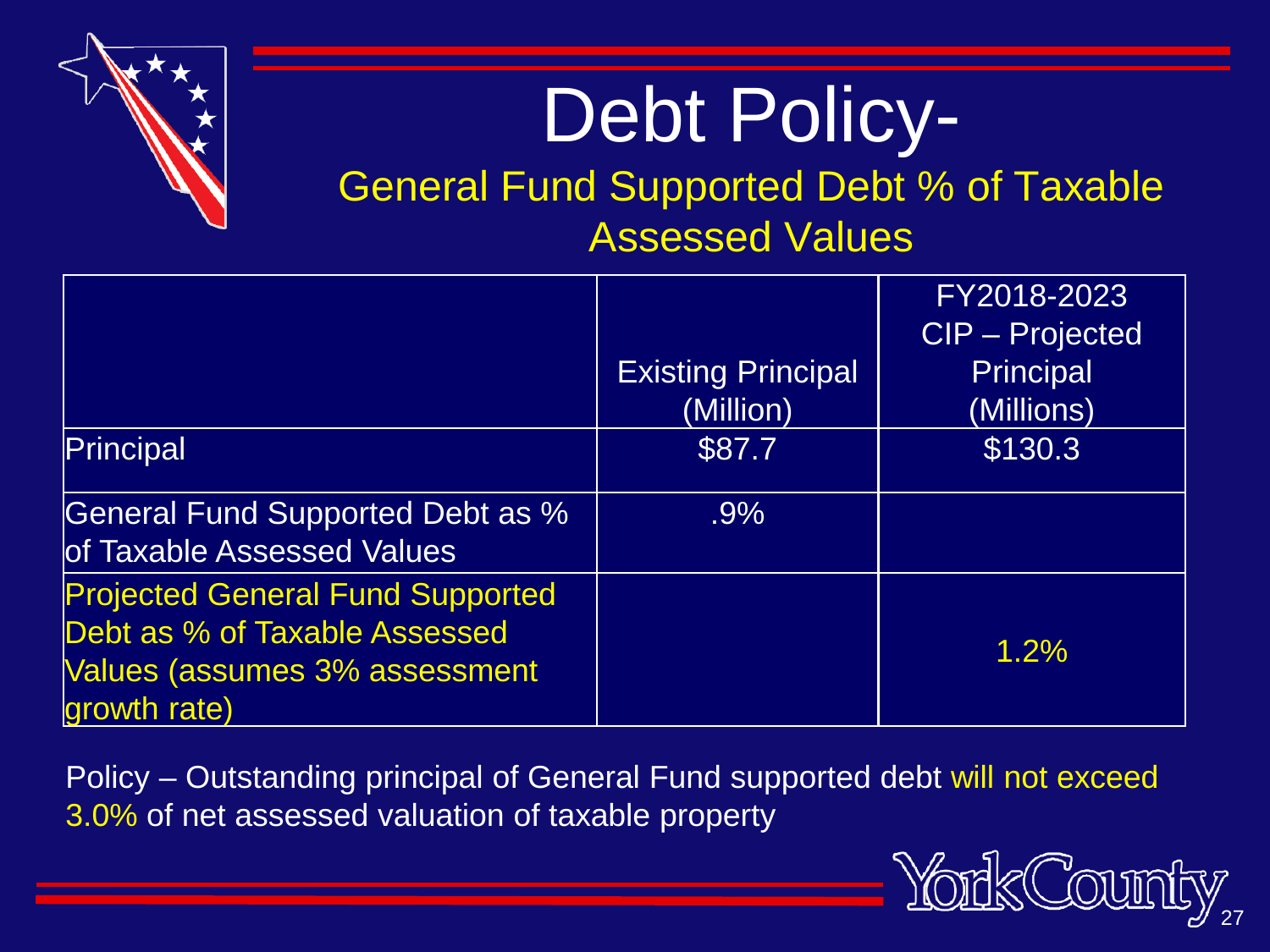# Debt Policy-

## General Fund Supported Debt % of Taxable Assessed Values

| | Existing Principal (Million) | FY2018-2023 CIP – Projected Principal (Millions) |
|---|---|---|
| Principal | $87.7 | $130.3 |
| General Fund Supported Debt as % of Taxable Assessed Values | .9% | |
| Projected General Fund Supported Debt as % of Taxable Assessed Values (assumes 3% assessment growth rate) | | 1.2% |

Policy – Outstanding principal of General Fund supported debt will not exceed 3.0% of net assessed valuation of taxable property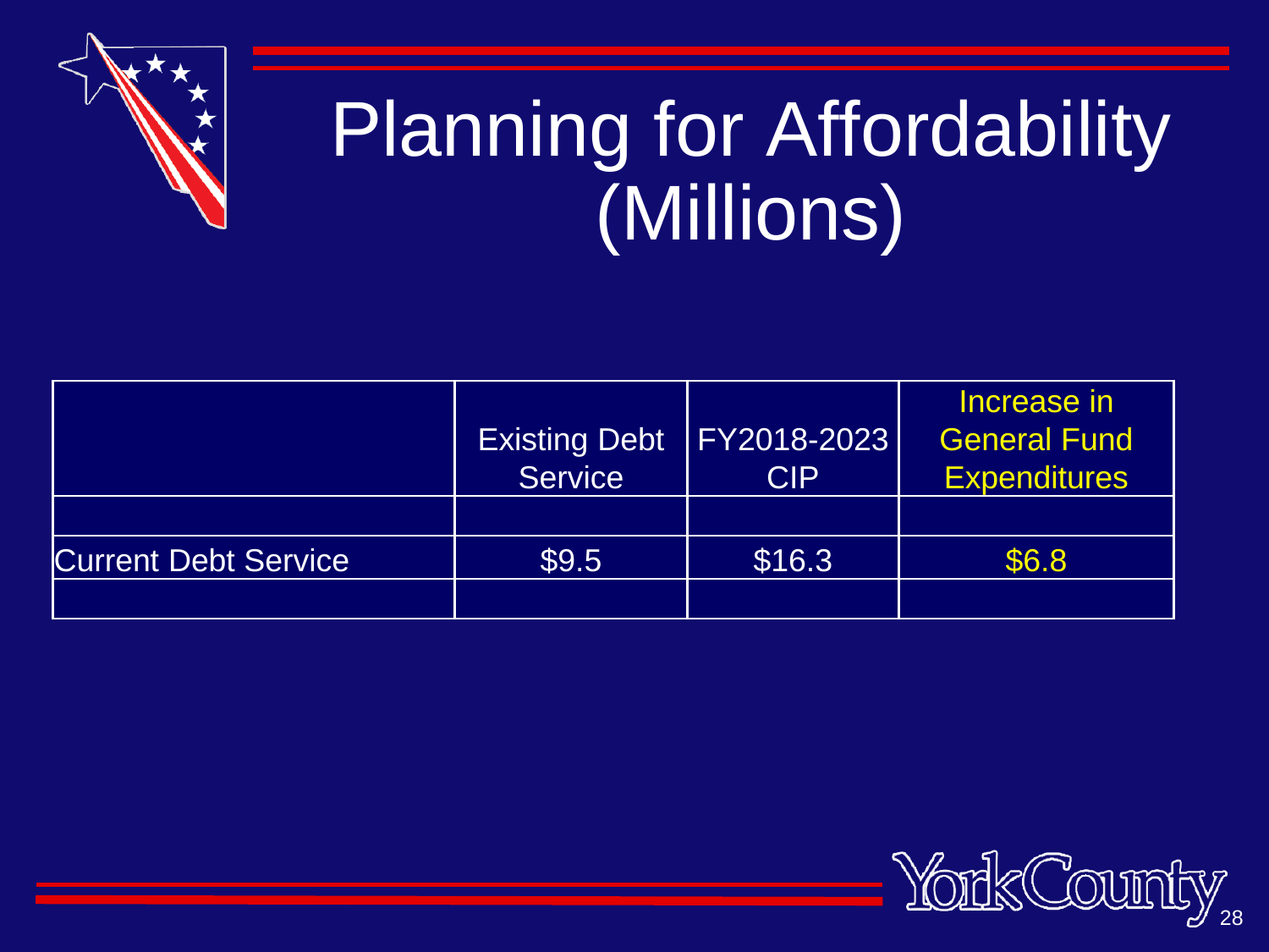# Planning for Affordability (Millions)

| | Existing Debt Service | FY2018-2023 CIP | Increase in General Fund Expenditures |
|---|---|---|---|
| | | | |
| Current Debt Service | $9.5 | $16.3 | $6.8 |
| | | | |

YorkCounty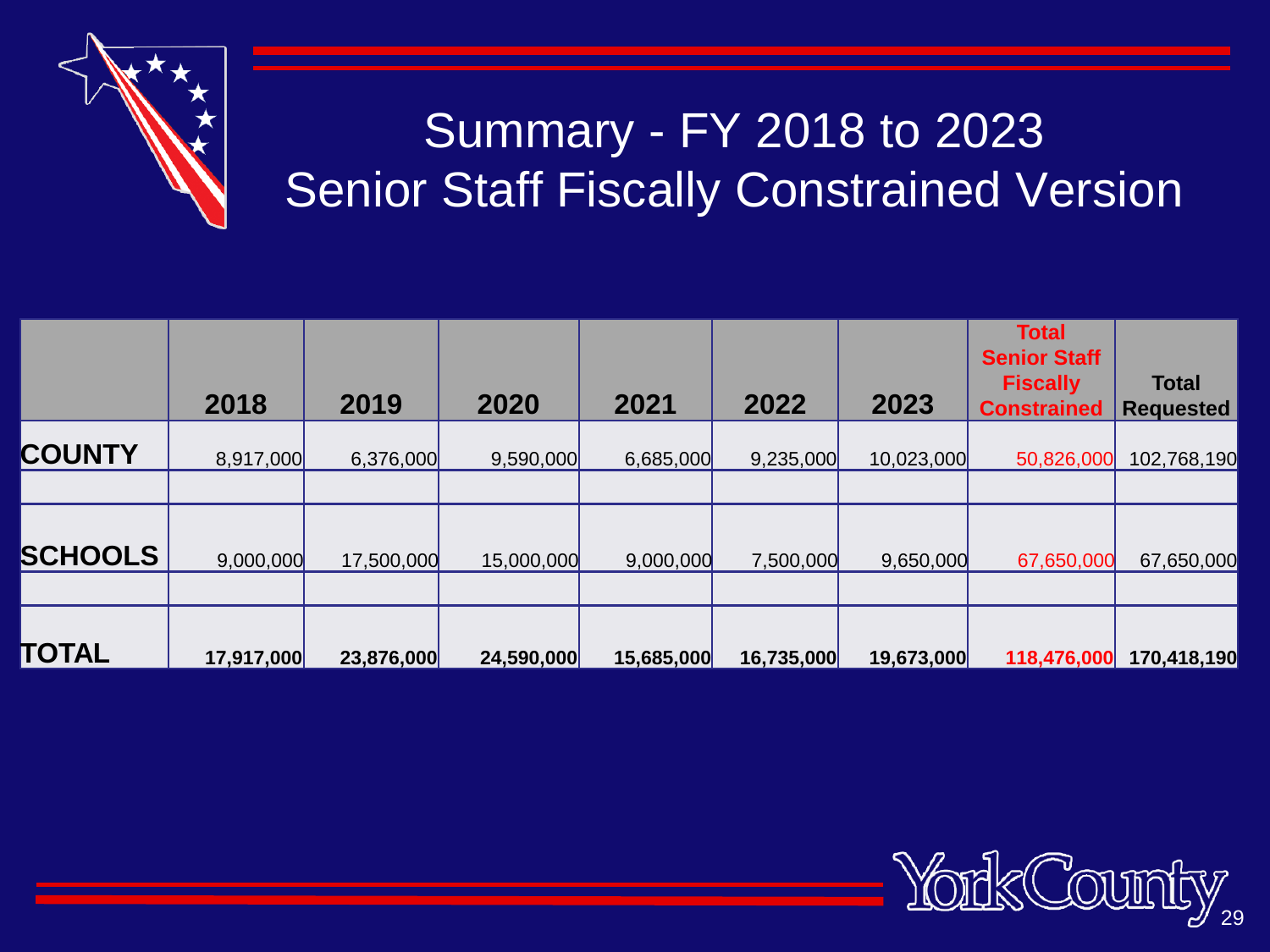# Summary - FY 2018 to 2023
## Senior Staff Fiscally Constrained Version

| | 2018 | 2019 | 2020 | 2021 | 2022 | 2023 | Total Senior Staff Fiscally Constrained | Total Requested |
|---|---|---|---|---|---|---|---|---|
| **COUNTY** | 8,917,000 | 6,376,000 | 9,590,000 | 6,685,000 | 9,235,000 | 10,023,000 | 50,826,000 | 102,768,190 |
| | | | | | | | | |
| **SCHOOLS** | 9,000,000 | 17,500,000 | 15,000,000 | 9,000,000 | 7,500,000 | 9,650,000 | 67,650,000 | 67,650,000 |
| | | | | | | | | |
| **TOTAL** | **17,917,000** | **23,876,000** | **24,590,000** | **15,685,000** | **16,735,000** | **19,673,000** | **118,476,000** | **170,418,190** |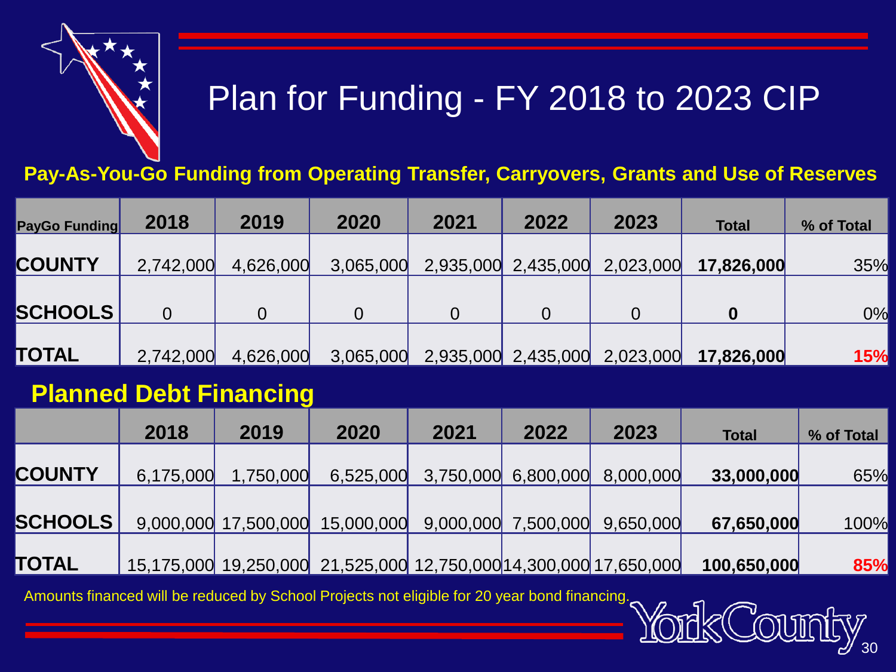# Plan for Funding - FY 2018 to 2023 CIP

**Pay-As-You-Go Funding from Operating Transfer, Carryovers, Grants and Use of Reserves**

| PayGo Funding | 2018 | 2019 | 2020 | 2021 | 2022 | 2023 | Total | % of Total |
|---|---|---|---|---|---|---|---|---|
| **COUNTY** | 2,742,000 | 4,626,000 | 3,065,000 | 2,935,000 | 2,435,000 | 2,023,000 | **17,826,000** | 35% |
| **SCHOOLS** | 0 | 0 | 0 | 0 | 0 | 0 | **0** | 0% |
| **TOTAL** | 2,742,000 | 4,626,000 | 3,065,000 | 2,935,000 | 2,435,000 | 2,023,000 | **17,826,000** | **15%** |

## Planned Debt Financing

| | 2018 | 2019 | 2020 | 2021 | 2022 | 2023 | Total | % of Total |
|---|---|---|---|---|---|---|---|---|
| **COUNTY** | 6,175,000 | 1,750,000 | 6,525,000 | 3,750,000 | 6,800,000 | 8,000,000 | **33,000,000** | 65% |
| **SCHOOLS** | 9,000,000 | 17,500,000 | 15,000,000 | 9,000,000 | 7,500,000 | 9,650,000 | **67,650,000** | 100% |
| **TOTAL** | 15,175,000 | 19,250,000 | 21,525,000 | 12,750,000 | 14,300,000 | 17,650,000 | **100,650,000** | **85%** |

Amounts financed will be reduced by School Projects not eligible for 20 year bond financing.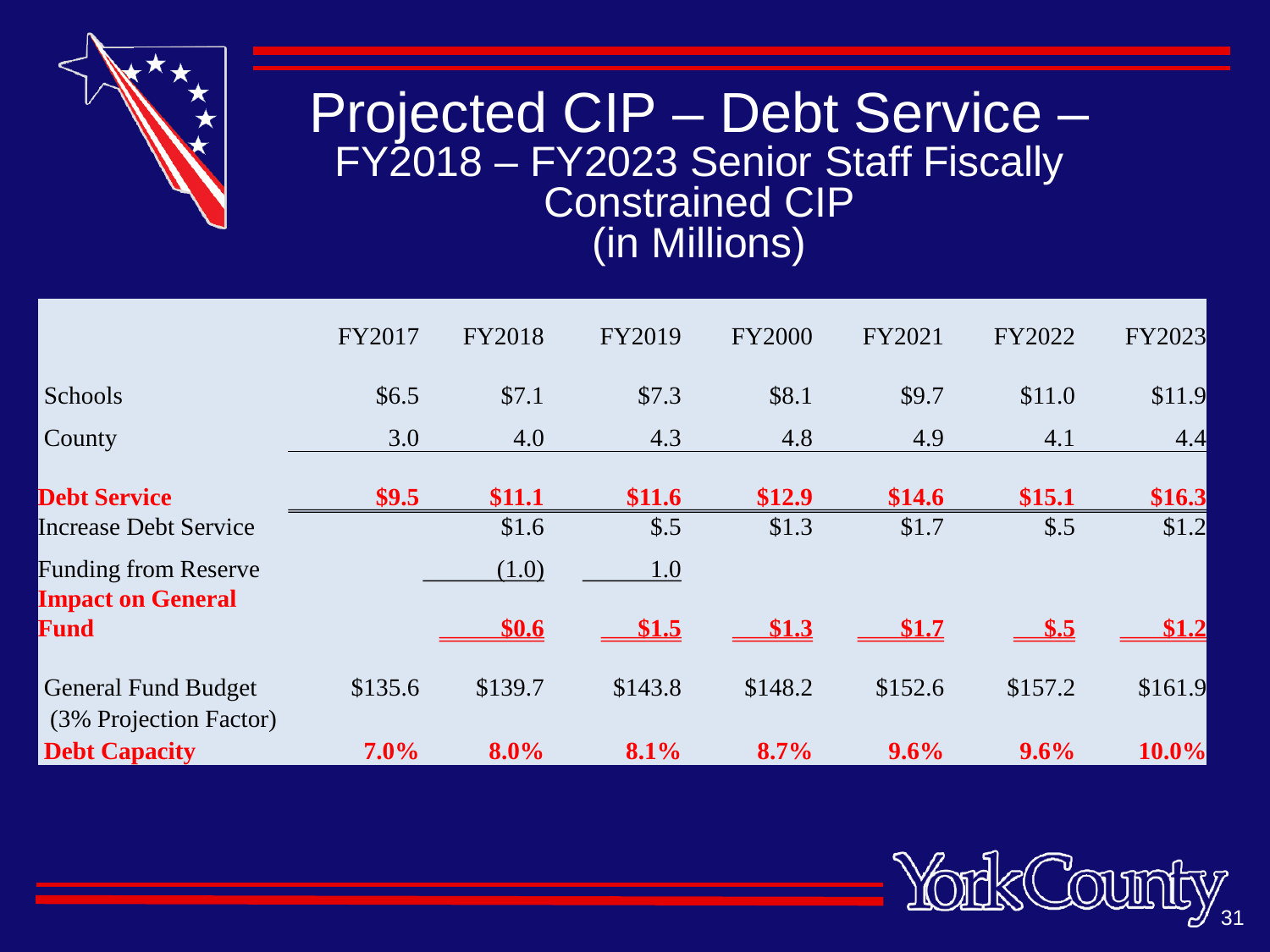# Projected CIP – Debt Service – FY2018 – FY2023 Senior Staff Fiscally Constrained CIP (in Millions)

| | FY2017 | FY2018 | FY2019 | FY2000 | FY2021 | FY2022 | FY2023 |
|---|---|---|---|---|---|---|---|
| Schools | $6.5 | $7.1 | $7.3 | $8.1 | $9.7 | $11.0 | $11.9 |
| County | 3.0 | 4.0 | 4.3 | 4.8 | 4.9 | 4.1 | 4.4 |
| **Debt Service** | **$9.5** | **$11.1** | **$11.6** | **$12.9** | **$14.6** | **$15.1** | **$16.3** |
| Increase Debt Service | | $1.6 | $.5 | $1.3 | $1.7 | $.5 | $1.2 |
| Funding from Reserve | | (1.0) | 1.0 | | | | |
| **Impact on General Fund** | | **$0.6** | **$1.5** | **$1.3** | **$1.7** | **$.5** | **$1.2** |
| General Fund Budget (3% Projection Factor) | $135.6 | $139.7 | $143.8 | $148.2 | $152.6 | $157.2 | $161.9 |
| **Debt Capacity** | **7.0%** | **8.0%** | **8.1%** | **8.7%** | **9.6%** | **9.6%** | **10.0%** |

York County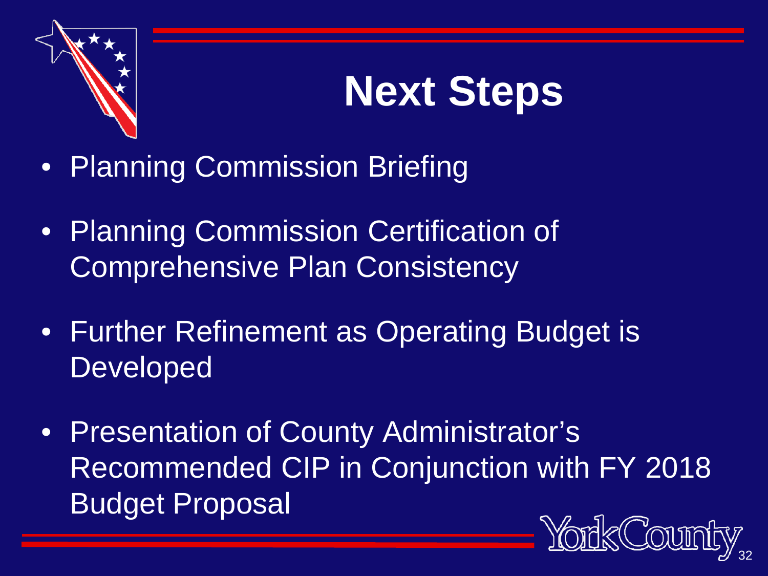# Next Steps

- Planning Commission Briefing
- Planning Commission Certification of Comprehensive Plan Consistency
- Further Refinement as Operating Budget is Developed
- Presentation of County Administrator's Recommended CIP in Conjunction with FY 2018 Budget Proposal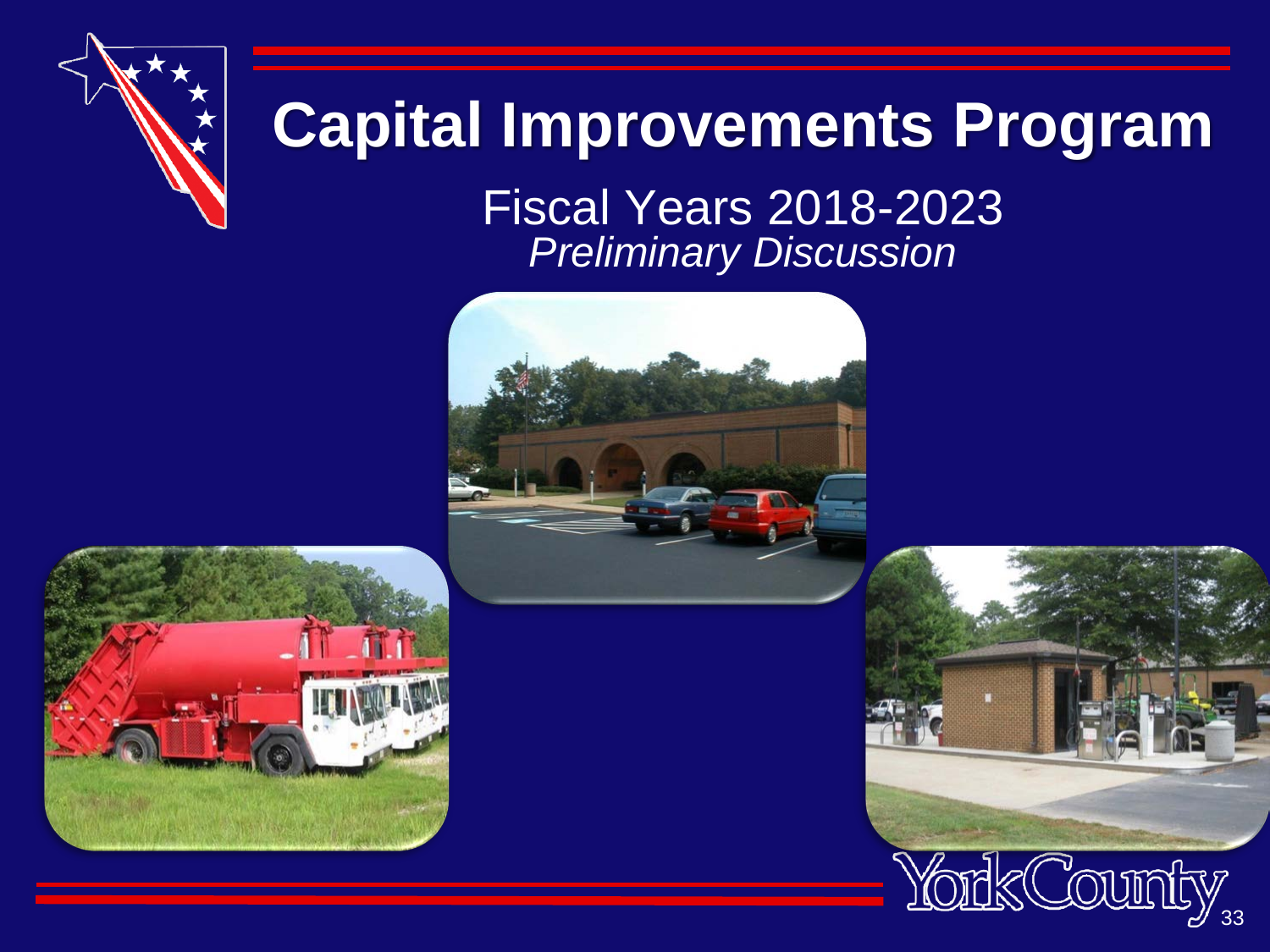# Capital Improvements Program

Fiscal Years 2018-2023

*Preliminary Discussion*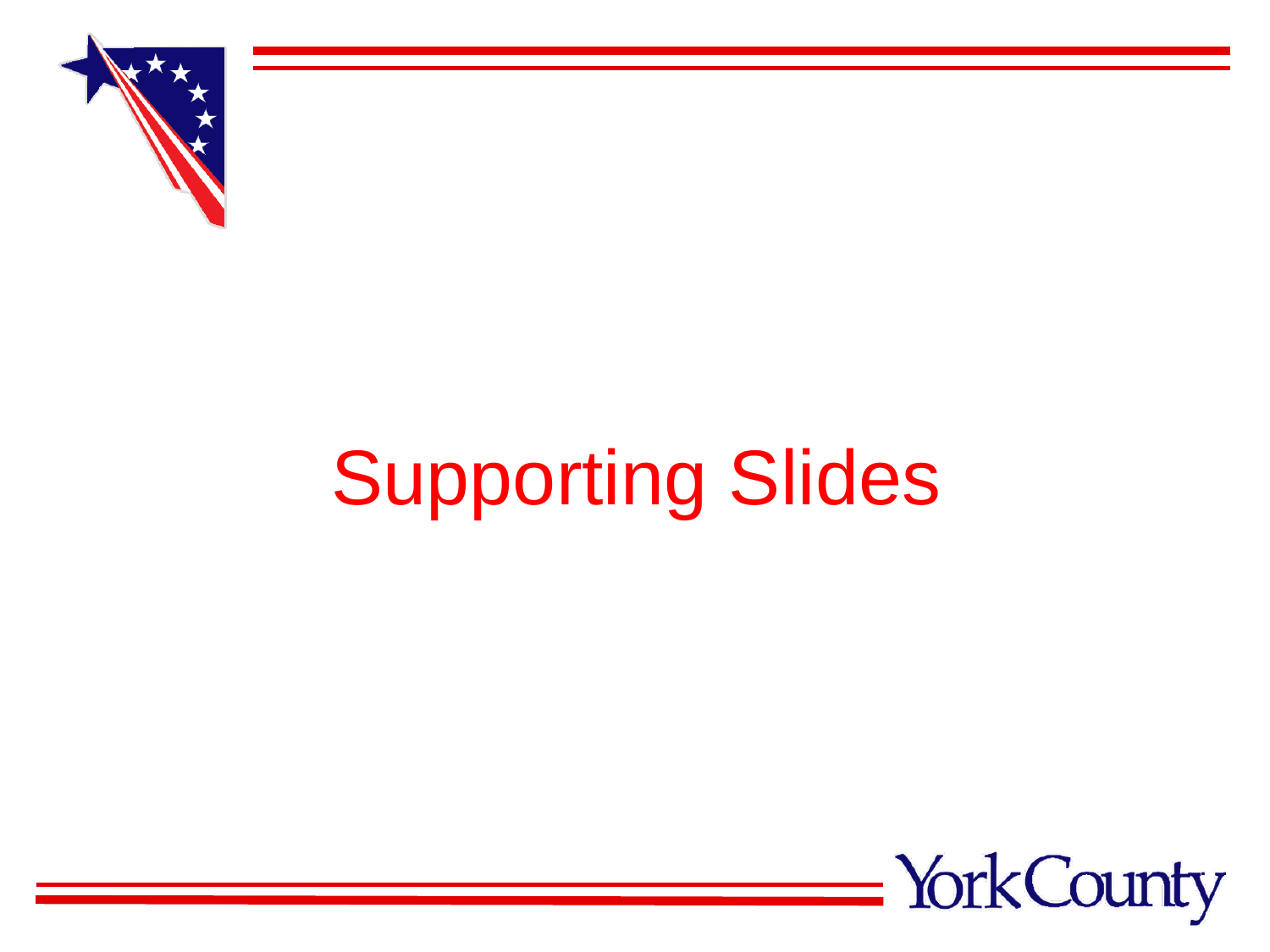# Supporting Slides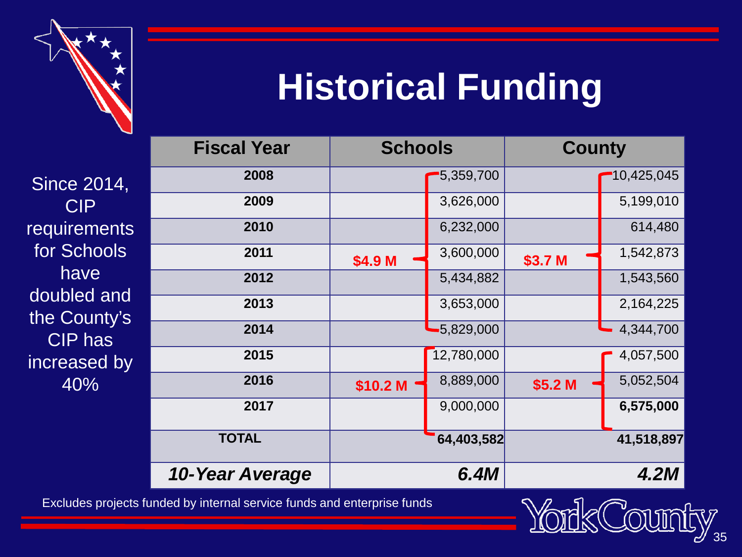# Historical Funding

Since 2014, CIP requirements for Schools have doubled and the County's CIP has increased by 40%

| Fiscal Year | Schools | County |
|---|---|---|
| 2008 | 5,359,700 | 10,425,045 |
| 2009 | 3,626,000 | 5,199,010 |
| 2010 | 6,232,000 | 614,480 |
| 2011 | 3,600,000 | 1,542,873 |
| 2012 | 5,434,882 | 1,543,560 |
| 2013 | 3,653,000 | 2,164,225 |
| 2014 | 5,829,000 | 4,344,700 |
| 2015 | 12,780,000 | 4,057,500 |
| 2016 | 8,889,000 | 5,052,504 |
| 2017 | 9,000,000 | **6,575,000** |
| **TOTAL** | **64,403,582** | **41,518,897** |
| ***10-Year Average*** | ***6.4M*** | ***4.2M*** |

Schools 2008–2014: **$4.9 M**; Schools 2015–2017: **$10.2 M**

County 2008–2014: **$3.7 M**; County 2015–2017: **$5.2 M**

Excludes projects funded by internal service funds and enterprise funds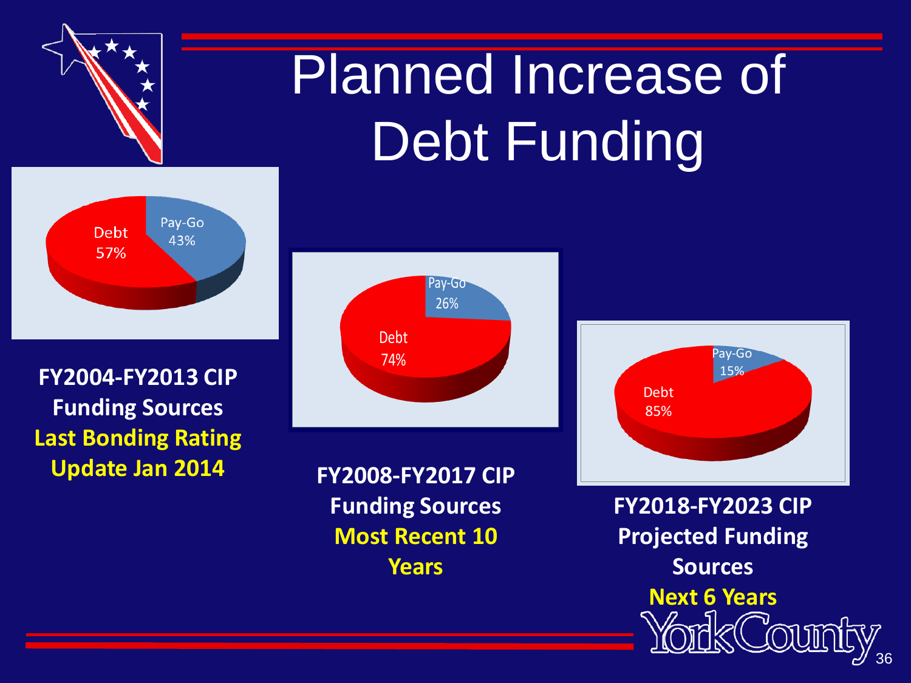# Planned Increase of Debt Funding

Debt 57%
Pay-Go 43%

**FY2004-FY2013 CIP Funding Sources**
**Last Bonding Rating Update Jan 2014**

Debt 74%
Pay-Go 26%

**FY2008-FY2017 CIP Funding Sources**
**Most Recent 10 Years**

Debt 85%
Pay-Go 15%

**FY2018-FY2023 CIP Projected Funding Sources**
**Next 6 Years**

York County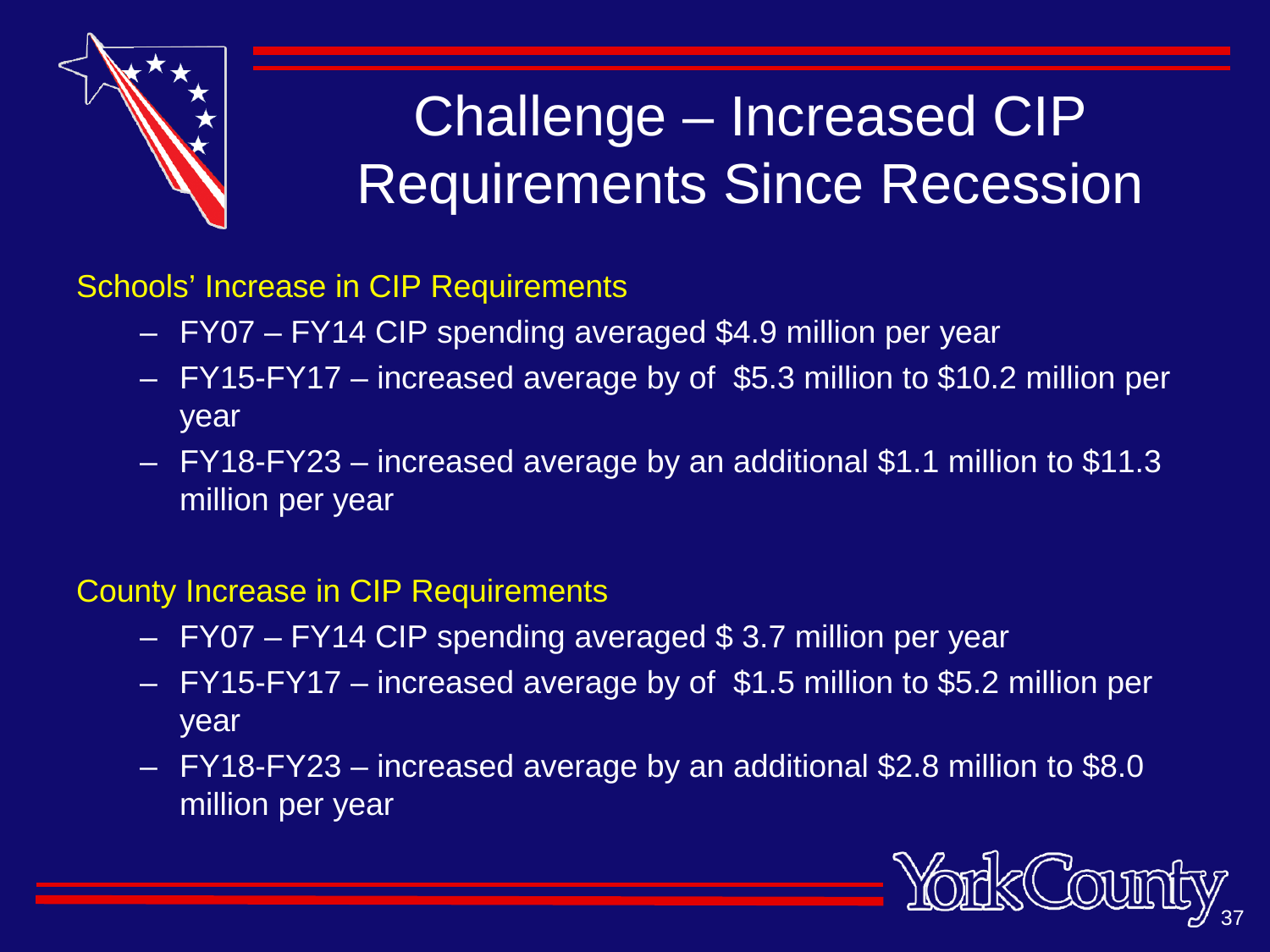# Challenge – Increased CIP Requirements Since Recession

### Schools' Increase in CIP Requirements

- FY07 – FY14 CIP spending averaged $4.9 million per year
- FY15-FY17 – increased average by of  $5.3 million to $10.2 million per year
- FY18-FY23 – increased average by an additional $1.1 million to $11.3 million per year

### County Increase in CIP Requirements

- FY07 – FY14 CIP spending averaged $ 3.7 million per year
- FY15-FY17 – increased average by of  $1.5 million to $5.2 million per year
- FY18-FY23 – increased average by an additional $2.8 million to $8.0 million per year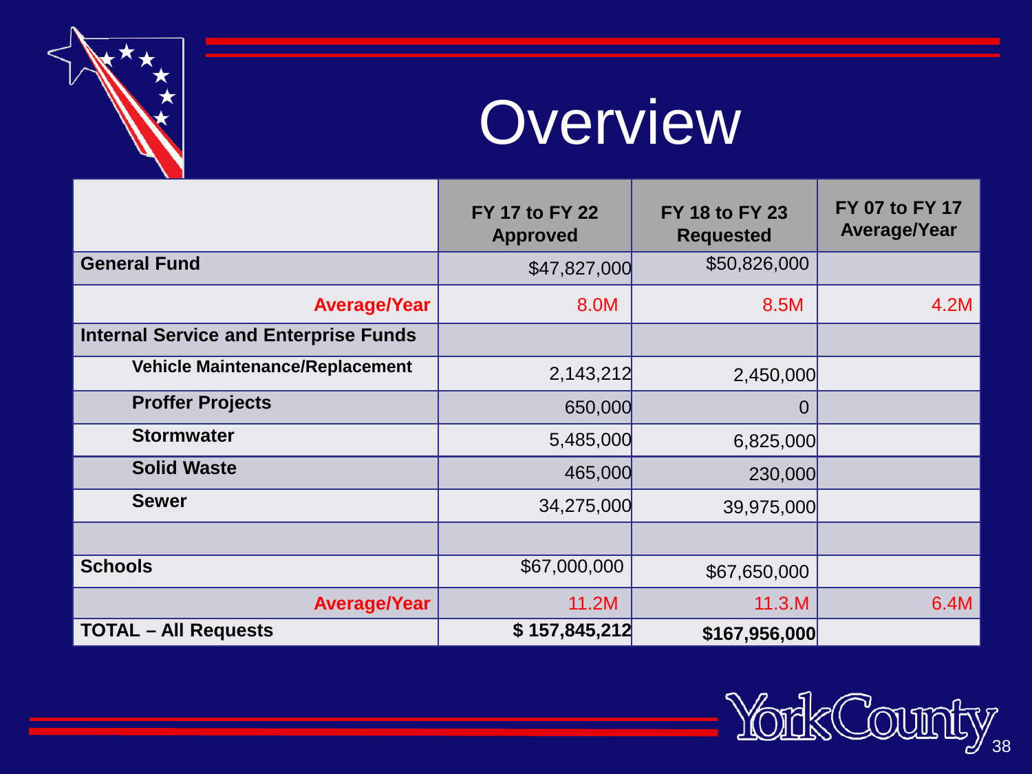# Overview

| | FY 17 to FY 22 Approved | FY 18 to FY 23 Requested | FY 07 to FY 17 Average/Year |
|---|---|---|---|
| **General Fund** | $47,827,000 | $50,826,000 | |
| **Average/Year** | 8.0M | 8.5M | 4.2M |
| **Internal Service and Enterprise Funds** | | | |
| **Vehicle Maintenance/Replacement** | 2,143,212 | 2,450,000 | |
| **Proffer Projects** | 650,000 | 0 | |
| **Stormwater** | 5,485,000 | 6,825,000 | |
| **Solid Waste** | 465,000 | 230,000 | |
| **Sewer** | 34,275,000 | 39,975,000 | |
| | | | |
| **Schools** | $67,000,000 | $67,650,000 | |
| **Average/Year** | 11.2M | 11.3.M | 6.4M |
| **TOTAL – All Requests** | **$ 157,845,212** | **$167,956,000** | |

YorkCounty